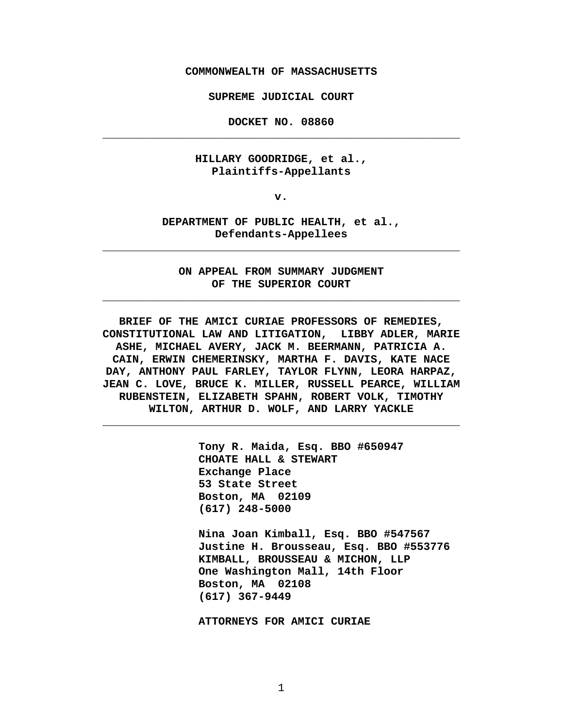**COMMONWEALTH OF MASSACHUSETTS**

**SUPREME JUDICIAL COURT**

**DOCKET NO. 08860**

---

**HILLARY GOODRIDGE, et al.,**
**Plaintiffs-Appellants**

**v.**

**DEPARTMENT OF PUBLIC HEALTH, et al.,**
**Defendants-Appellees**

---

**ON APPEAL FROM SUMMARY JUDGMENT**
**OF THE SUPERIOR COURT**

---

**BRIEF OF THE AMICI CURIAE PROFESSORS OF REMEDIES, CONSTITUTIONAL LAW AND LITIGATION, LIBBY ADLER, MARIE ASHE, MICHAEL AVERY, JACK M. BEERMANN, PATRICIA A. CAIN, ERWIN CHEMERINSKY, MARTHA F. DAVIS, KATE NACE DAY, ANTHONY PAUL FARLEY, TAYLOR FLYNN, LEORA HARPAZ, JEAN C. LOVE, BRUCE K. MILLER, RUSSELL PEARCE, WILLIAM RUBENSTEIN, ELIZABETH SPAHN, ROBERT VOLK, TIMOTHY WILTON, ARTHUR D. WOLF, AND LARRY YACKLE**

---

**Tony R. Maida, Esq. BBO #650947**
**CHOATE HALL & STEWART**
**Exchange Place**
**53 State Street**
**Boston, MA 02109**
**(617) 248-5000**

**Nina Joan Kimball, Esq. BBO #547567**
**Justine H. Brousseau, Esq. BBO #553776**
**KIMBALL, BROUSSEAU & MICHON, LLP**
**One Washington Mall, 14th Floor**
**Boston, MA 02108**
**(617) 367-9449**

**ATTORNEYS FOR AMICI CURIAE**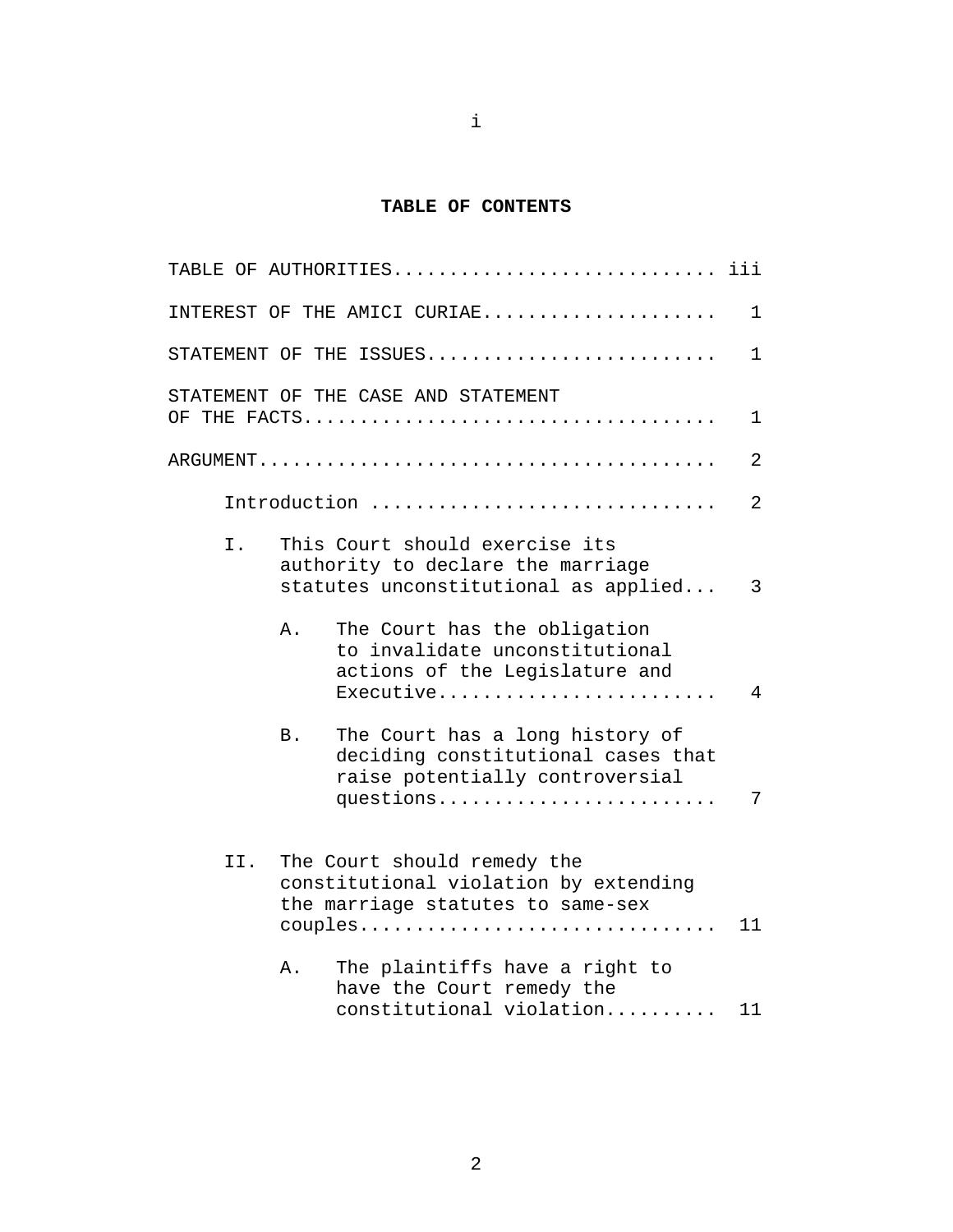# TABLE OF CONTENTS

TABLE OF AUTHORITIES............................ iii

INTEREST OF THE AMICI CURIAE.................... 1

STATEMENT OF THE ISSUES......................... 1

STATEMENT OF THE CASE AND STATEMENT OF THE FACTS.................................... 1

ARGUMENT........................................ 2

- Introduction .............................. 2
- I. This Court should exercise its authority to declare the marriage statutes unconstitutional as applied... 3
  - A. The Court has the obligation to invalidate unconstitutional actions of the Legislature and Executive........................ 4
  - B. The Court has a long history of deciding constitutional cases that raise potentially controversial questions........................ 7
- II. The Court should remedy the constitutional violation by extending the marriage statutes to same-sex couples............................... 11
  - A. The plaintiffs have a right to have the Court remedy the constitutional violation.......... 11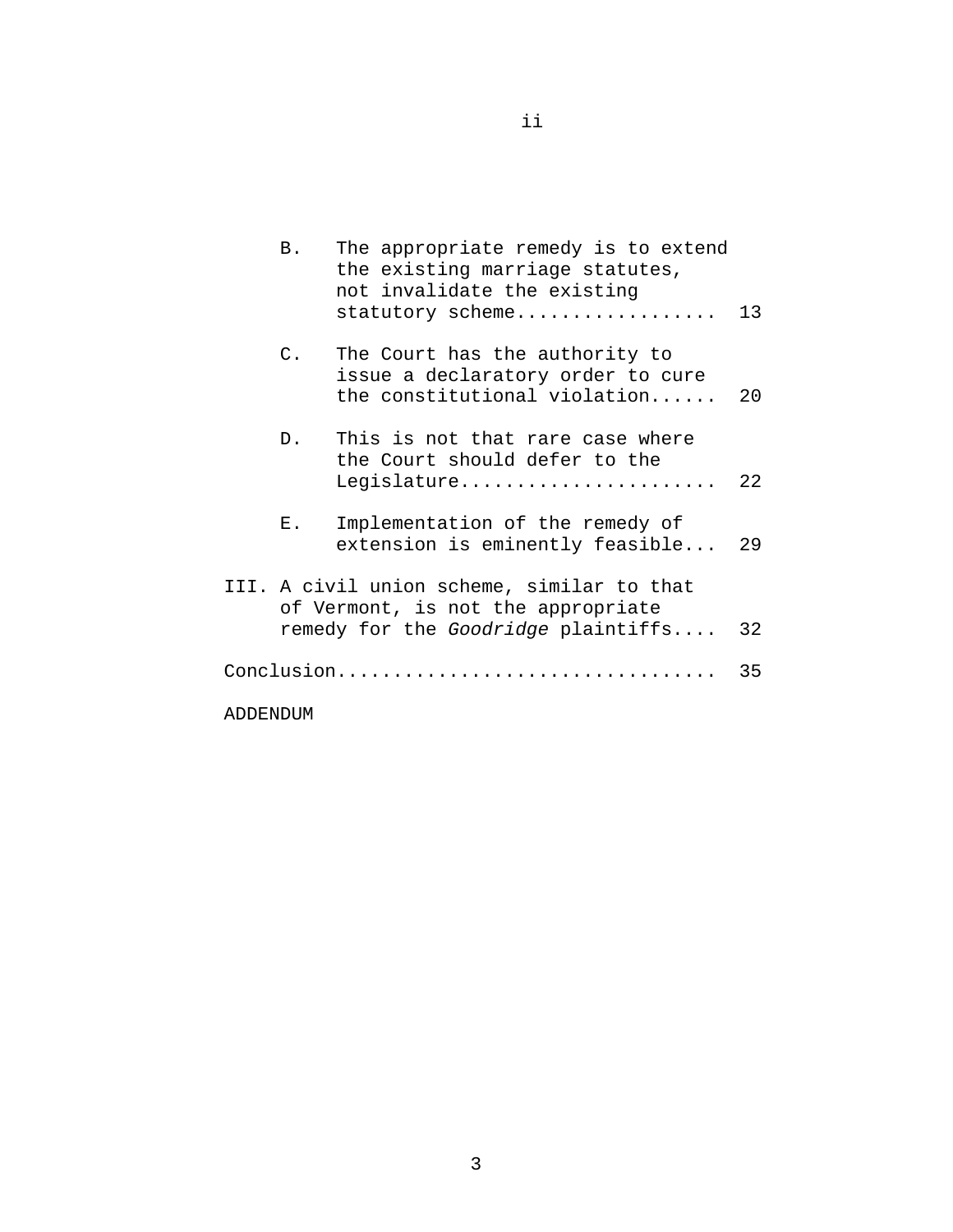B. The appropriate remedy is to extend the existing marriage statutes, not invalidate the existing statutory scheme.................. 13

C. The Court has the authority to issue a declaratory order to cure the constitutional violation...... 20

D. This is not that rare case where the Court should defer to the Legislature....................... 22

E. Implementation of the remedy of extension is eminently feasible... 29

III. A civil union scheme, similar to that of Vermont, is not the appropriate remedy for the *Goodridge* plaintiffs.... 32

Conclusion.................................. 35

ADDENDUM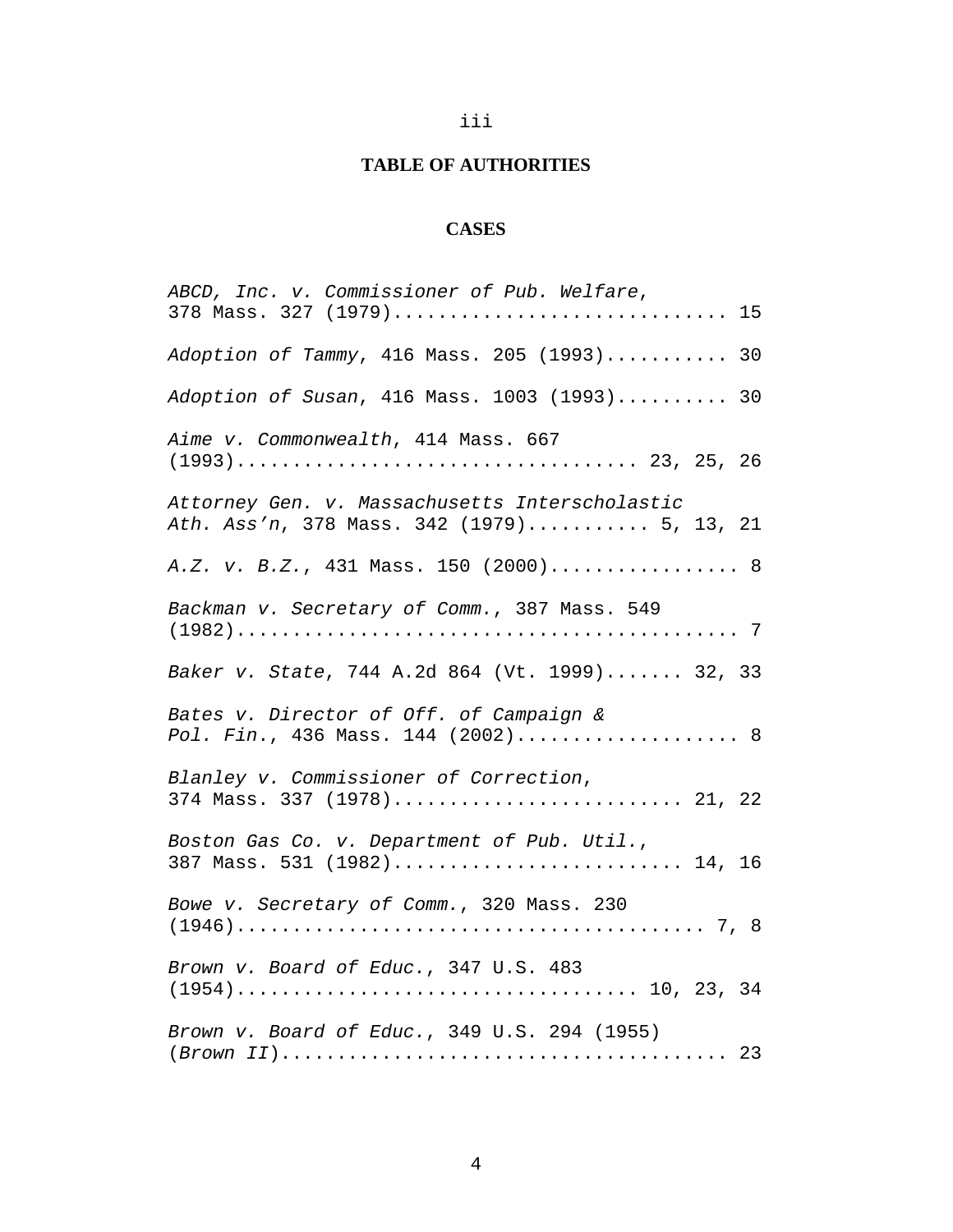## TABLE OF AUTHORITIES

### CASES

*ABCD, Inc. v. Commissioner of Pub. Welfare*, 378 Mass. 327 (1979).............................. 15

*Adoption of Tammy*, 416 Mass. 205 (1993)........... 30

*Adoption of Susan*, 416 Mass. 1003 (1993).......... 30

*Aime v. Commonwealth*, 414 Mass. 667 (1993).................................... 23, 25, 26

*Attorney Gen. v. Massachusetts Interscholastic Ath. Ass'n*, 378 Mass. 342 (1979)........... 5, 13, 21

*A.Z. v. B.Z.*, 431 Mass. 150 (2000)................. 8

*Backman v. Secretary of Comm.*, 387 Mass. 549 (1982)............................................. 7

*Baker v. State*, 744 A.2d 864 (Vt. 1999)....... 32, 33

*Bates v. Director of Off. of Campaign & Pol. Fin.*, 436 Mass. 144 (2002).................... 8

*Blanley v. Commissioner of Correction*, 374 Mass. 337 (1978).......................... 21, 22

*Boston Gas Co. v. Department of Pub. Util.*, 387 Mass. 531 (1982).......................... 14, 16

*Bowe v. Secretary of Comm.*, 320 Mass. 230 (1946).......................................... 7, 8

*Brown v. Board of Educ.*, 347 U.S. 483 (1954).................................... 10, 23, 34

*Brown v. Board of Educ.*, 349 U.S. 294 (1955) (*Brown II*)........................................ 23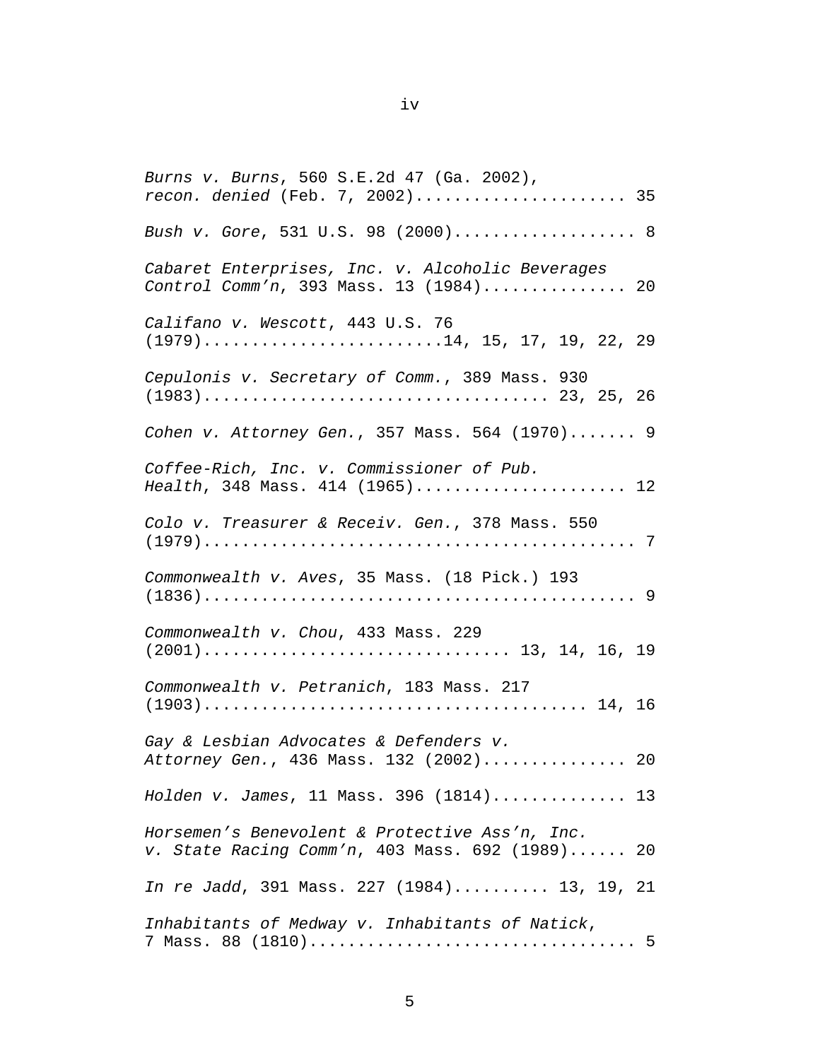*Burns v. Burns*, 560 S.E.2d 47 (Ga. 2002), *recon. denied* (Feb. 7, 2002)...................... 35

*Bush v. Gore*, 531 U.S. 98 (2000)................... 8

*Cabaret Enterprises, Inc. v. Alcoholic Beverages Control Comm'n*, 393 Mass. 13 (1984)............... 20

*Califano v. Wescott*, 443 U.S. 76 (1979).........................14, 15, 17, 19, 22, 29

*Cepulonis v. Secretary of Comm.*, 389 Mass. 930 (1983).................................. 23, 25, 26

*Cohen v. Attorney Gen.*, 357 Mass. 564 (1970)....... 9

*Coffee-Rich, Inc. v. Commissioner of Pub. Health*, 348 Mass. 414 (1965)..................... 12

*Colo v. Treasurer & Receiv. Gen.*, 378 Mass. 550 (1979)............................................ 7

*Commonwealth v. Aves*, 35 Mass. (18 Pick.) 193 (1836)............................................ 9

*Commonwealth v. Chou*, 433 Mass. 229 (2001).............................. 13, 14, 16, 19

*Commonwealth v. Petranich*, 183 Mass. 217 (1903)...................................... 14, 16

*Gay & Lesbian Advocates & Defenders v. Attorney Gen.*, 436 Mass. 132 (2002)............... 20

*Holden v. James*, 11 Mass. 396 (1814).............. 13

*Horsemen's Benevolent & Protective Ass'n, Inc. v. State Racing Comm'n*, 403 Mass. 692 (1989)...... 20

*In re Jadd*, 391 Mass. 227 (1984).......... 13, 19, 21

*Inhabitants of Medway v. Inhabitants of Natick*, 7 Mass. 88 (1810)................................. 5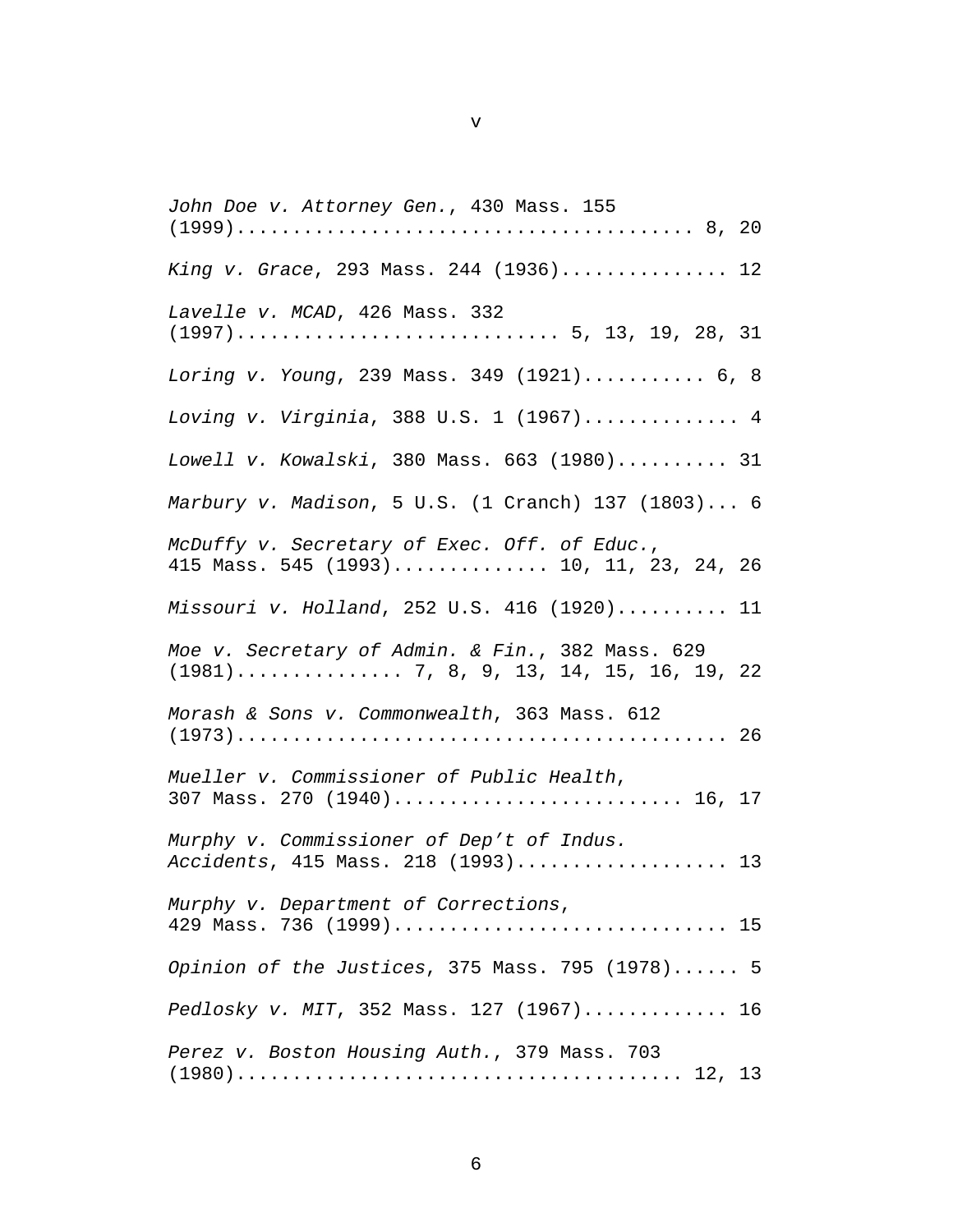*John Doe v. Attorney Gen.*, 430 Mass. 155 (1999)........................................ 8, 20

*King v. Grace*, 293 Mass. 244 (1936)............... 12

*Lavelle v. MCAD*, 426 Mass. 332 (1997)............................ 5, 13, 19, 28, 31

*Loring v. Young*, 239 Mass. 349 (1921)........... 6, 8

*Loving v. Virginia*, 388 U.S. 1 (1967).............. 4

*Lowell v. Kowalski*, 380 Mass. 663 (1980).......... 31

*Marbury v. Madison*, 5 U.S. (1 Cranch) 137 (1803)... 6

*McDuffy v. Secretary of Exec. Off. of Educ.*, 415 Mass. 545 (1993).............. 10, 11, 23, 24, 26

*Missouri v. Holland*, 252 U.S. 416 (1920).......... 11

*Moe v. Secretary of Admin. & Fin.*, 382 Mass. 629 (1981).............. 7, 8, 9, 13, 14, 15, 16, 19, 22

*Morash & Sons v. Commonwealth*, 363 Mass. 612 (1973)........................................... 26

*Mueller v. Commissioner of Public Health*, 307 Mass. 270 (1940).......................... 16, 17

*Murphy v. Commissioner of Dep't of Indus. Accidents*, 415 Mass. 218 (1993).................. 13

*Murphy v. Department of Corrections*, 429 Mass. 736 (1999)............................. 15

*Opinion of the Justices*, 375 Mass. 795 (1978)...... 5

*Pedlosky v. MIT*, 352 Mass. 127 (1967)............. 16

*Perez v. Boston Housing Auth.*, 379 Mass. 703 (1980)....................................... 12, 13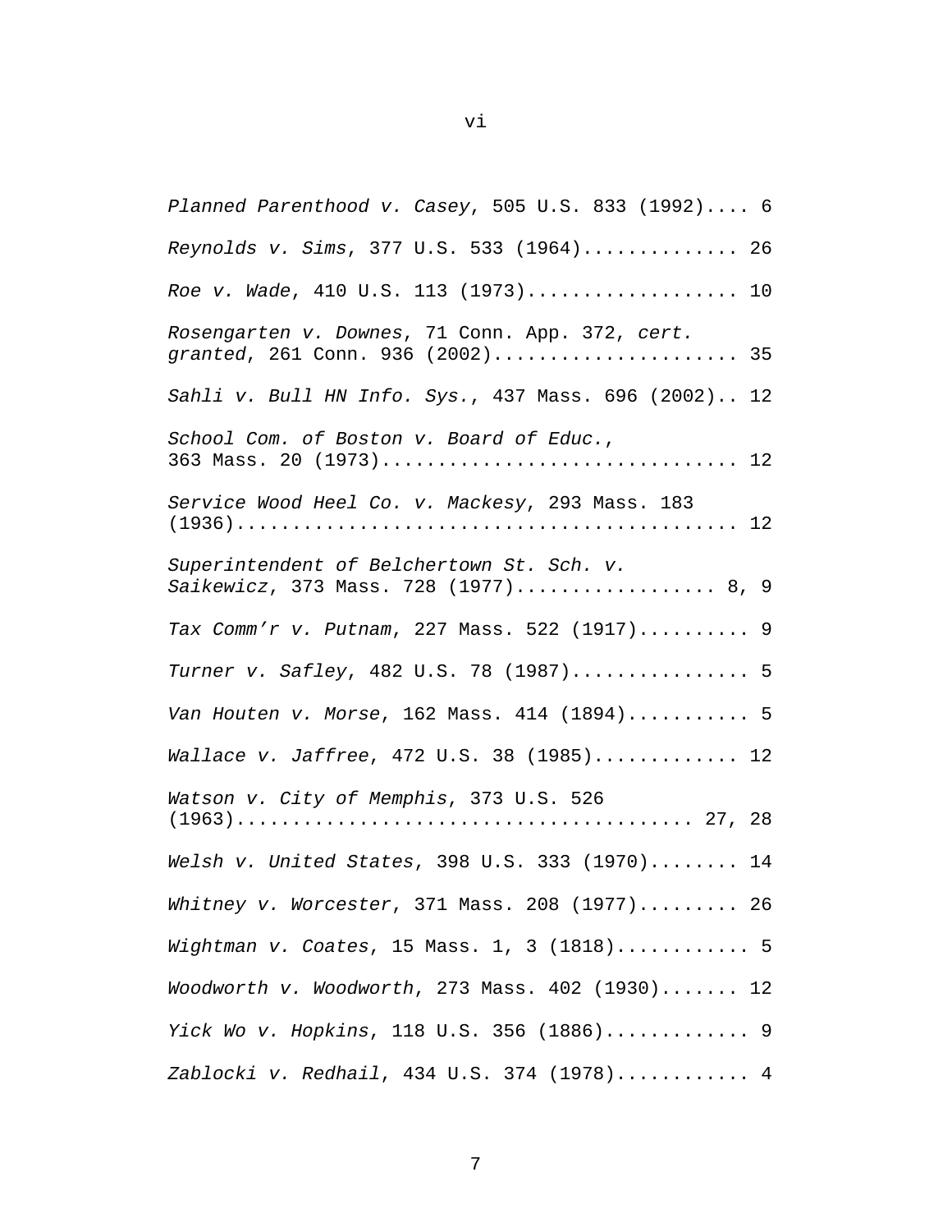*Planned Parenthood v. Casey*, 505 U.S. 833 (1992).... 6

*Reynolds v. Sims*, 377 U.S. 533 (1964).............. 26

*Roe v. Wade*, 410 U.S. 113 (1973)................... 10

*Rosengarten v. Downes*, 71 Conn. App. 372, *cert. granted*, 261 Conn. 936 (2002)...................... 35

*Sahli v. Bull HN Info. Sys.*, 437 Mass. 696 (2002).. 12

*School Com. of Boston v. Board of Educ.*, 363 Mass. 20 (1973)............................... 12

*Service Wood Heel Co. v. Mackesy*, 293 Mass. 183 (1936)............................................. 12

*Superintendent of Belchertown St. Sch. v. Saikewicz*, 373 Mass. 728 (1977).................. 8, 9

*Tax Comm'r v. Putnam*, 227 Mass. 522 (1917).......... 9

*Turner v. Safley*, 482 U.S. 78 (1987)................ 5

*Van Houten v. Morse*, 162 Mass. 414 (1894)........... 5

*Wallace v. Jaffree*, 472 U.S. 38 (1985)............. 12

*Watson v. City of Memphis*, 373 U.S. 526 (1963)........................................ 27, 28

*Welsh v. United States*, 398 U.S. 333 (1970)........ 14

*Whitney v. Worcester*, 371 Mass. 208 (1977)......... 26

*Wightman v. Coates*, 15 Mass. 1, 3 (1818)............ 5

*Woodworth v. Woodworth*, 273 Mass. 402 (1930)....... 12

*Yick Wo v. Hopkins*, 118 U.S. 356 (1886)............. 9

*Zablocki v. Redhail*, 434 U.S. 374 (1978)............ 4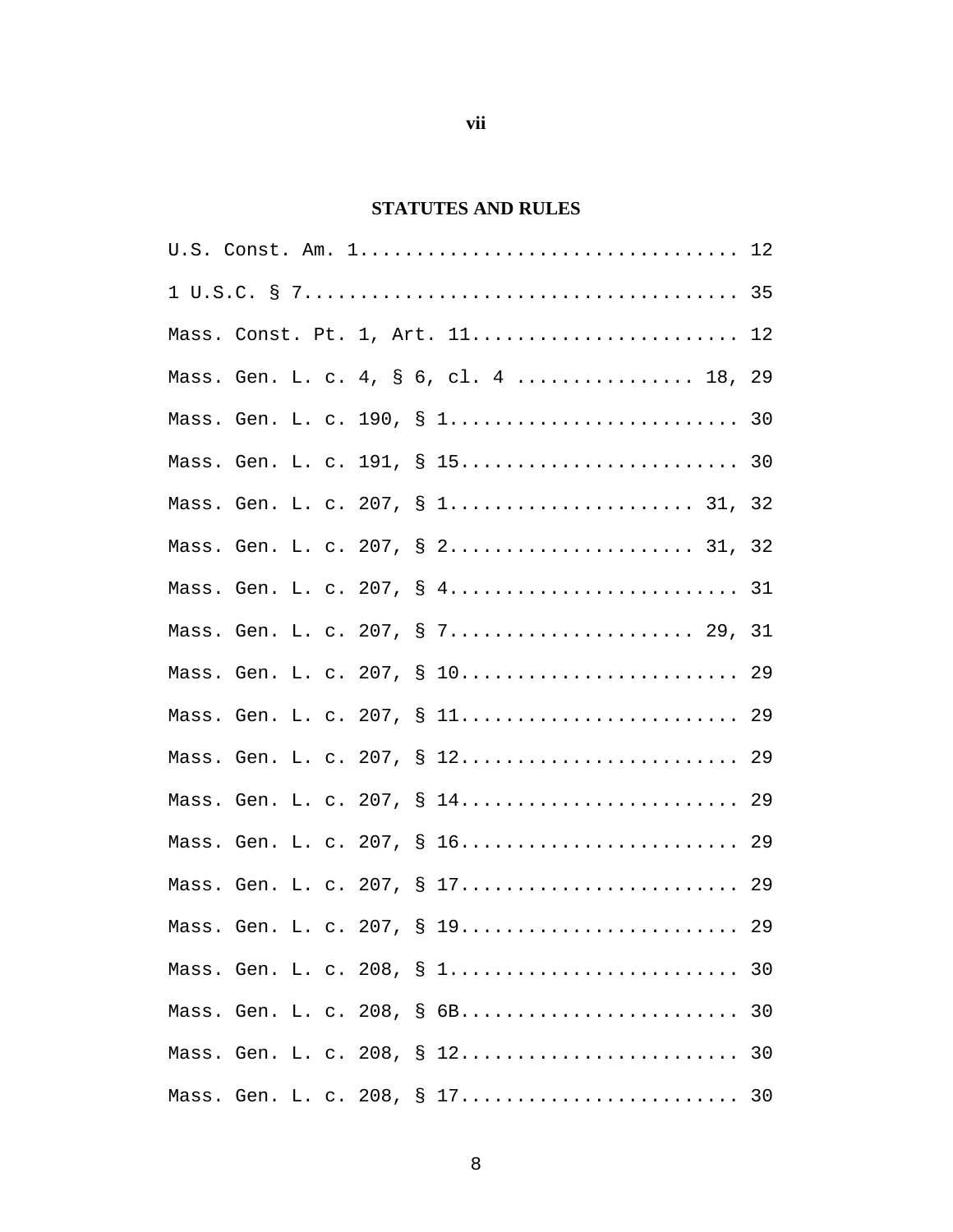## STATUTES AND RULES

U.S. Const. Am. 1.................................. 12

1 U.S.C. § 7....................................... 35

Mass. Const. Pt. 1, Art. 11........................ 12

Mass. Gen. L. c. 4, § 6, cl. 4 ............... 18, 29

Mass. Gen. L. c. 190, § 1.......................... 30

Mass. Gen. L. c. 191, § 15......................... 30

Mass. Gen. L. c. 207, § 1...................... 31, 32

Mass. Gen. L. c. 207, § 2...................... 31, 32

Mass. Gen. L. c. 207, § 4.......................... 31

Mass. Gen. L. c. 207, § 7...................... 29, 31

Mass. Gen. L. c. 207, § 10......................... 29

Mass. Gen. L. c. 207, § 11......................... 29

Mass. Gen. L. c. 207, § 12......................... 29

Mass. Gen. L. c. 207, § 14......................... 29

Mass. Gen. L. c. 207, § 16......................... 29

Mass. Gen. L. c. 207, § 17......................... 29

Mass. Gen. L. c. 207, § 19......................... 29

Mass. Gen. L. c. 208, § 1.......................... 30

Mass. Gen. L. c. 208, § 6B......................... 30

Mass. Gen. L. c. 208, § 12......................... 30

Mass. Gen. L. c. 208, § 17......................... 30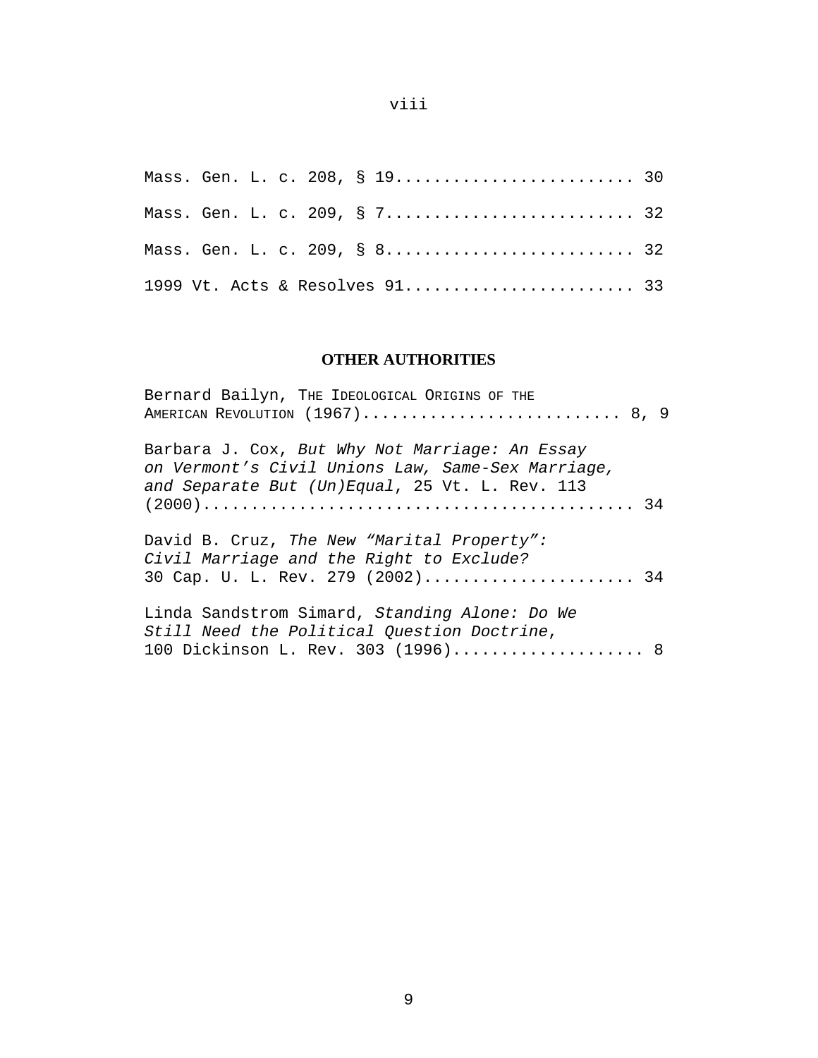Mass. Gen. L. c. 208, § 19......................... 30

Mass. Gen. L. c. 209, § 7.......................... 32

Mass. Gen. L. c. 209, § 8.......................... 32

1999 Vt. Acts & Resolves 91........................ 33

## OTHER AUTHORITIES

Bernard Bailyn, THE IDEOLOGICAL ORIGINS OF THE AMERICAN REVOLUTION (1967)........................... 8, 9

Barbara J. Cox, *But Why Not Marriage: An Essay on Vermont's Civil Unions Law, Same-Sex Marriage, and Separate But (Un)Equal*, 25 Vt. L. Rev. 113 (2000)............................................. 34

David B. Cruz, *The New "Marital Property": Civil Marriage and the Right to Exclude?* 30 Cap. U. L. Rev. 279 (2002)...................... 34

Linda Sandstrom Simard, *Standing Alone: Do We Still Need the Political Question Doctrine*, 100 Dickinson L. Rev. 303 (1996).................... 8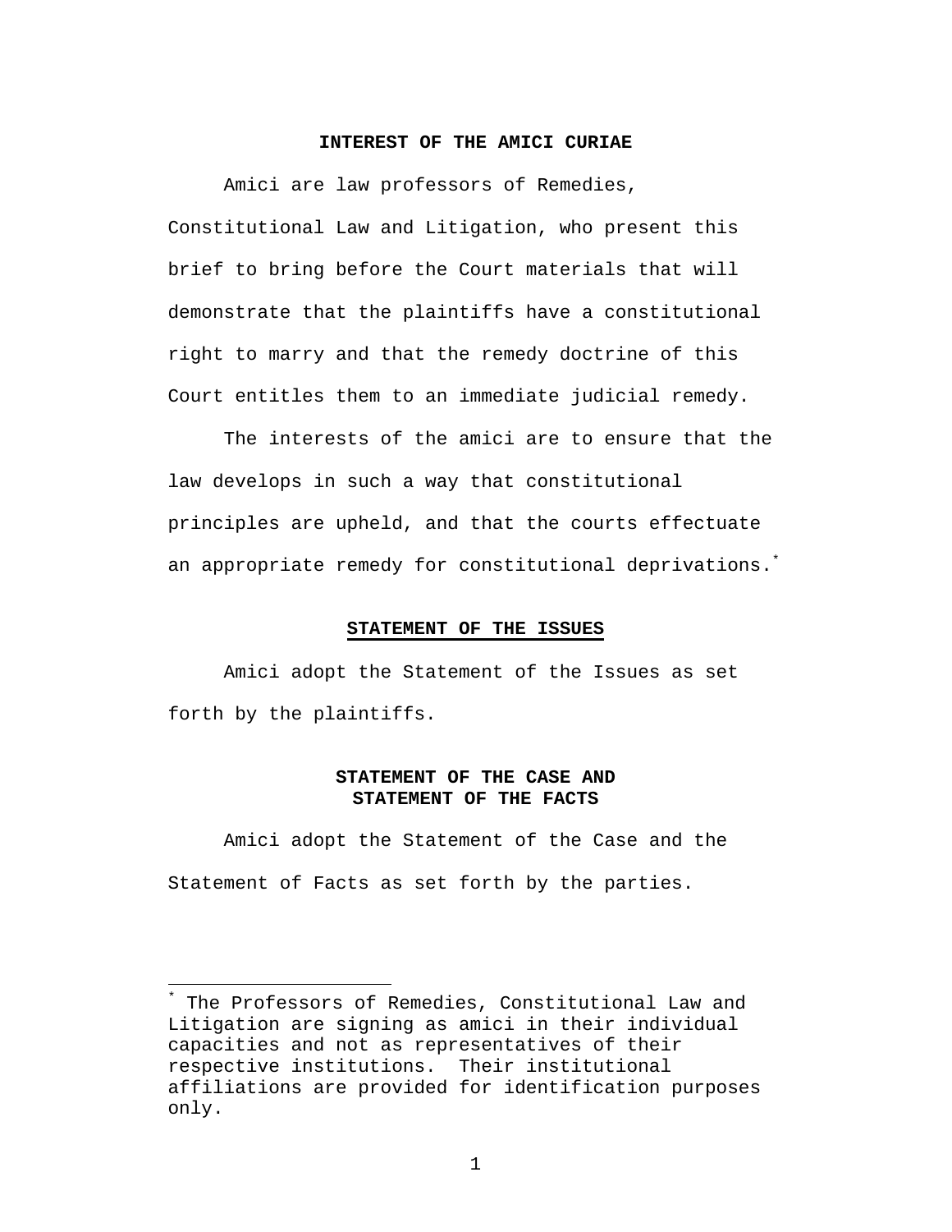## INTEREST OF THE AMICI CURIAE

Amici are law professors of Remedies, Constitutional Law and Litigation, who present this brief to bring before the Court materials that will demonstrate that the plaintiffs have a constitutional right to marry and that the remedy doctrine of this Court entitles them to an immediate judicial remedy.

The interests of the amici are to ensure that the law develops in such a way that constitutional principles are upheld, and that the courts effectuate an appropriate remedy for constitutional deprivations.*

## STATEMENT OF THE ISSUES

Amici adopt the Statement of the Issues as set forth by the plaintiffs.

## STATEMENT OF THE CASE AND STATEMENT OF THE FACTS

Amici adopt the Statement of the Case and the Statement of Facts as set forth by the parties.

---

* The Professors of Remedies, Constitutional Law and Litigation are signing as amici in their individual capacities and not as representatives of their respective institutions. Their institutional affiliations are provided for identification purposes only.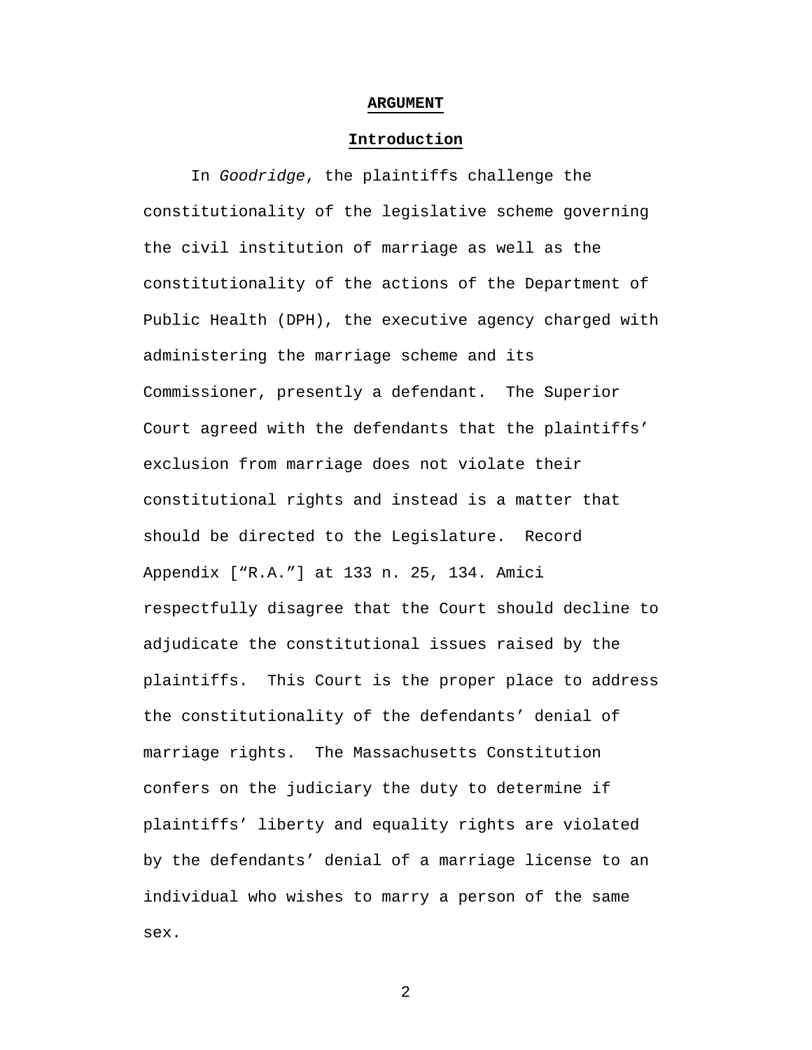## ARGUMENT

### Introduction

In *Goodridge*, the plaintiffs challenge the constitutionality of the legislative scheme governing the civil institution of marriage as well as the constitutionality of the actions of the Department of Public Health (DPH), the executive agency charged with administering the marriage scheme and its Commissioner, presently a defendant. The Superior Court agreed with the defendants that the plaintiffs' exclusion from marriage does not violate their constitutional rights and instead is a matter that should be directed to the Legislature. Record Appendix ["R.A."] at 133 n. 25, 134. Amici respectfully disagree that the Court should decline to adjudicate the constitutional issues raised by the plaintiffs. This Court is the proper place to address the constitutionality of the defendants' denial of marriage rights. The Massachusetts Constitution confers on the judiciary the duty to determine if plaintiffs' liberty and equality rights are violated by the defendants' denial of a marriage license to an individual who wishes to marry a person of the same sex.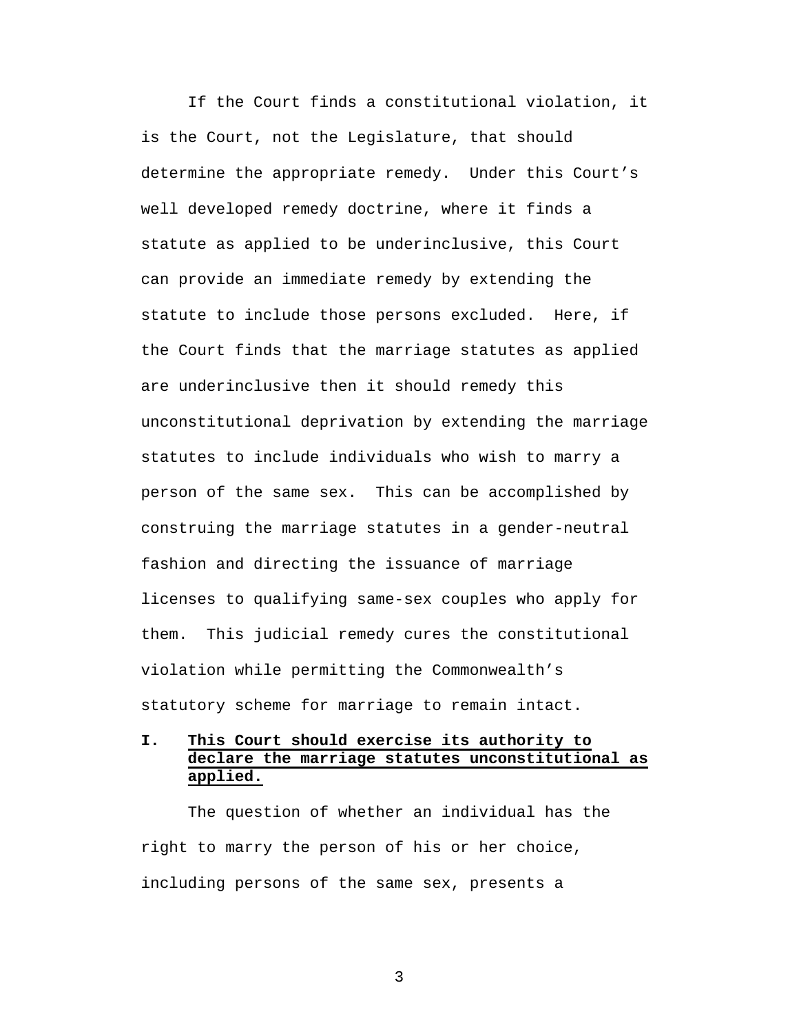If the Court finds a constitutional violation, it is the Court, not the Legislature, that should determine the appropriate remedy. Under this Court's well developed remedy doctrine, where it finds a statute as applied to be underinclusive, this Court can provide an immediate remedy by extending the statute to include those persons excluded. Here, if the Court finds that the marriage statutes as applied are underinclusive then it should remedy this unconstitutional deprivation by extending the marriage statutes to include individuals who wish to marry a person of the same sex. This can be accomplished by construing the marriage statutes in a gender-neutral fashion and directing the issuance of marriage licenses to qualifying same-sex couples who apply for them. This judicial remedy cures the constitutional violation while permitting the Commonwealth's statutory scheme for marriage to remain intact.

## I. This Court should exercise its authority to declare the marriage statutes unconstitutional as applied.

The question of whether an individual has the right to marry the person of his or her choice, including persons of the same sex, presents a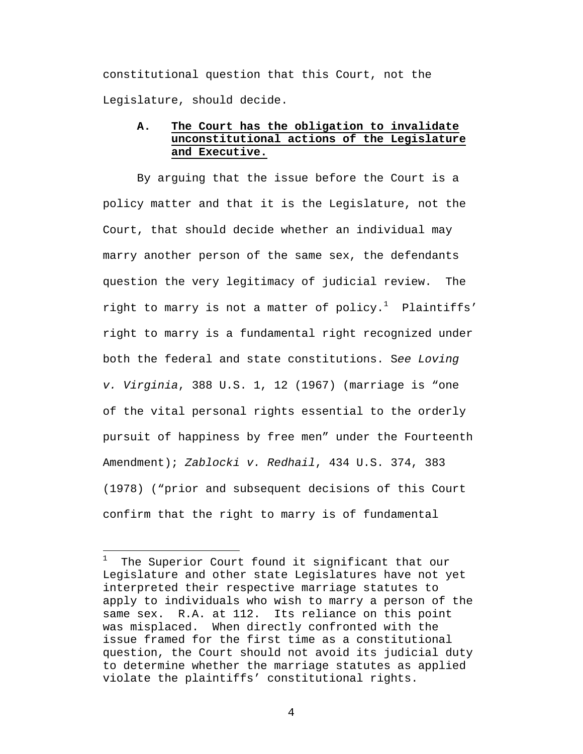constitutional question that this Court, not the Legislature, should decide.

### A. **The Court has the obligation to invalidate unconstitutional actions of the Legislature and Executive.**

By arguing that the issue before the Court is a policy matter and that it is the Legislature, not the Court, that should decide whether an individual may marry another person of the same sex, the defendants question the very legitimacy of judicial review. The right to marry is not a matter of policy.[1] Plaintiffs' right to marry is a fundamental right recognized under both the federal and state constitutions. S*ee Loving v. Virginia*, 388 U.S. 1, 12 (1967) (marriage is "one of the vital personal rights essential to the orderly pursuit of happiness by free men" under the Fourteenth Amendment); *Zablocki v. Redhail*, 434 U.S. 374, 383 (1978) ("prior and subsequent decisions of this Court confirm that the right to marry is of fundamental

---

[1] The Superior Court found it significant that our Legislature and other state Legislatures have not yet interpreted their respective marriage statutes to apply to individuals who wish to marry a person of the same sex. R.A. at 112. Its reliance on this point was misplaced. When directly confronted with the issue framed for the first time as a constitutional question, the Court should not avoid its judicial duty to determine whether the marriage statutes as applied violate the plaintiffs' constitutional rights.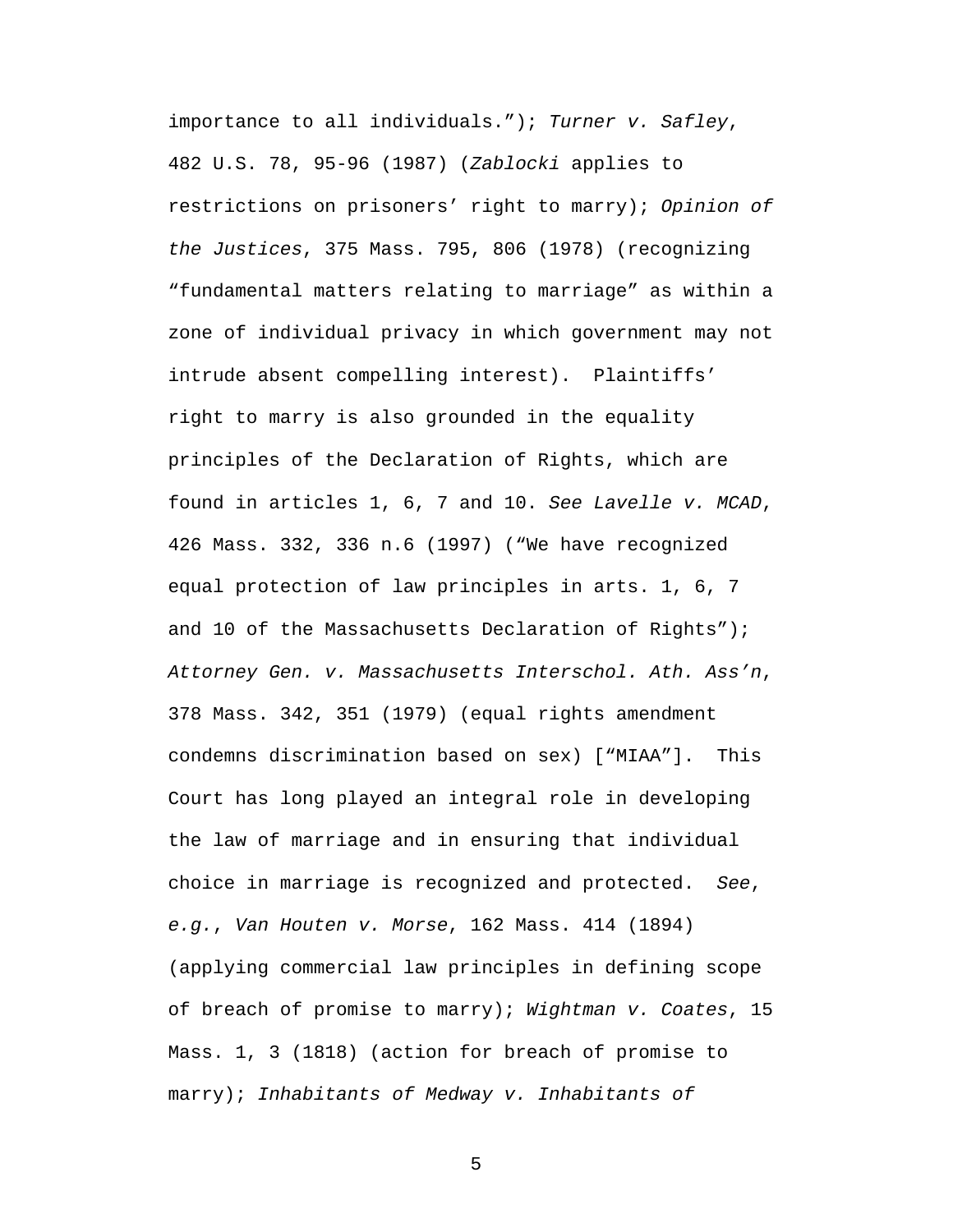importance to all individuals."); *Turner v. Safley*, 482 U.S. 78, 95-96 (1987) (*Zablocki* applies to restrictions on prisoners' right to marry); *Opinion of the Justices*, 375 Mass. 795, 806 (1978) (recognizing "fundamental matters relating to marriage" as within a zone of individual privacy in which government may not intrude absent compelling interest). Plaintiffs' right to marry is also grounded in the equality principles of the Declaration of Rights, which are found in articles 1, 6, 7 and 10. *See Lavelle v. MCAD*, 426 Mass. 332, 336 n.6 (1997) ("We have recognized equal protection of law principles in arts. 1, 6, 7 and 10 of the Massachusetts Declaration of Rights"); *Attorney Gen. v. Massachusetts Interschol. Ath. Ass'n*, 378 Mass. 342, 351 (1979) (equal rights amendment condemns discrimination based on sex) ["MIAA"]. This Court has long played an integral role in developing the law of marriage and in ensuring that individual choice in marriage is recognized and protected. *See*, *e.g.*, *Van Houten v. Morse*, 162 Mass. 414 (1894) (applying commercial law principles in defining scope of breach of promise to marry); *Wightman v. Coates*, 15 Mass. 1, 3 (1818) (action for breach of promise to marry); *Inhabitants of Medway v. Inhabitants of*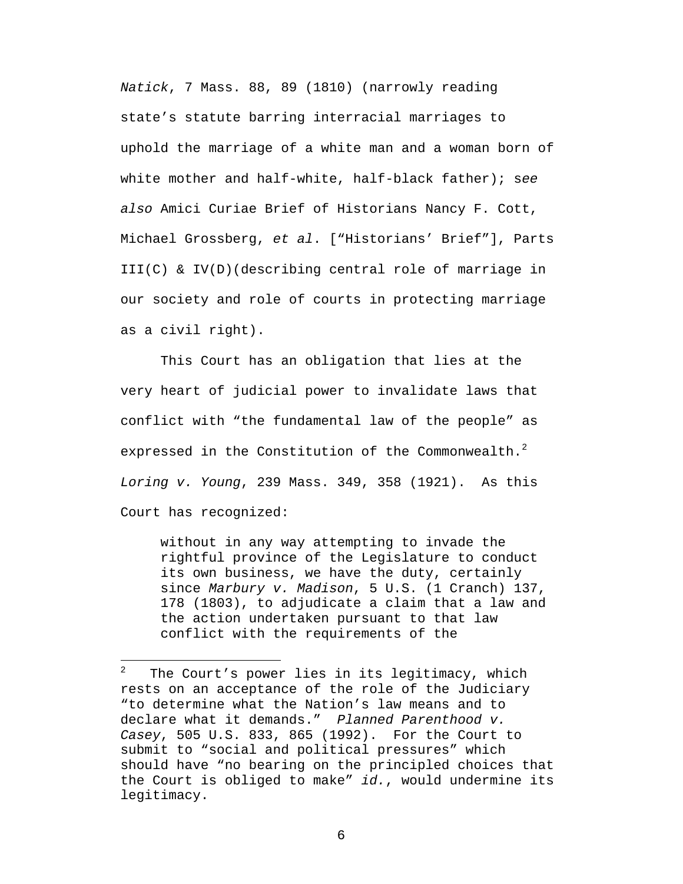*Natick*, 7 Mass. 88, 89 (1810) (narrowly reading state's statute barring interracial marriages to uphold the marriage of a white man and a woman born of white mother and half-white, half-black father); s*ee also* Amici Curiae Brief of Historians Nancy F. Cott, Michael Grossberg, *et al*. ["Historians' Brief"], Parts III(C) & IV(D)(describing central role of marriage in our society and role of courts in protecting marriage as a civil right).

This Court has an obligation that lies at the very heart of judicial power to invalidate laws that conflict with "the fundamental law of the people" as expressed in the Constitution of the Commonwealth.[2] *Loring v. Young*, 239 Mass. 349, 358 (1921). As this Court has recognized:

> without in any way attempting to invade the rightful province of the Legislature to conduct its own business, we have the duty, certainly since *Marbury v. Madison*, 5 U.S. (1 Cranch) 137, 178 (1803), to adjudicate a claim that a law and the action undertaken pursuant to that law conflict with the requirements of the

---

[2] The Court's power lies in its legitimacy, which rests on an acceptance of the role of the Judiciary "to determine what the Nation's law means and to declare what it demands." *Planned Parenthood v. Casey*, 505 U.S. 833, 865 (1992). For the Court to submit to "social and political pressures" which should have "no bearing on the principled choices that the Court is obliged to make" *id.*, would undermine its legitimacy.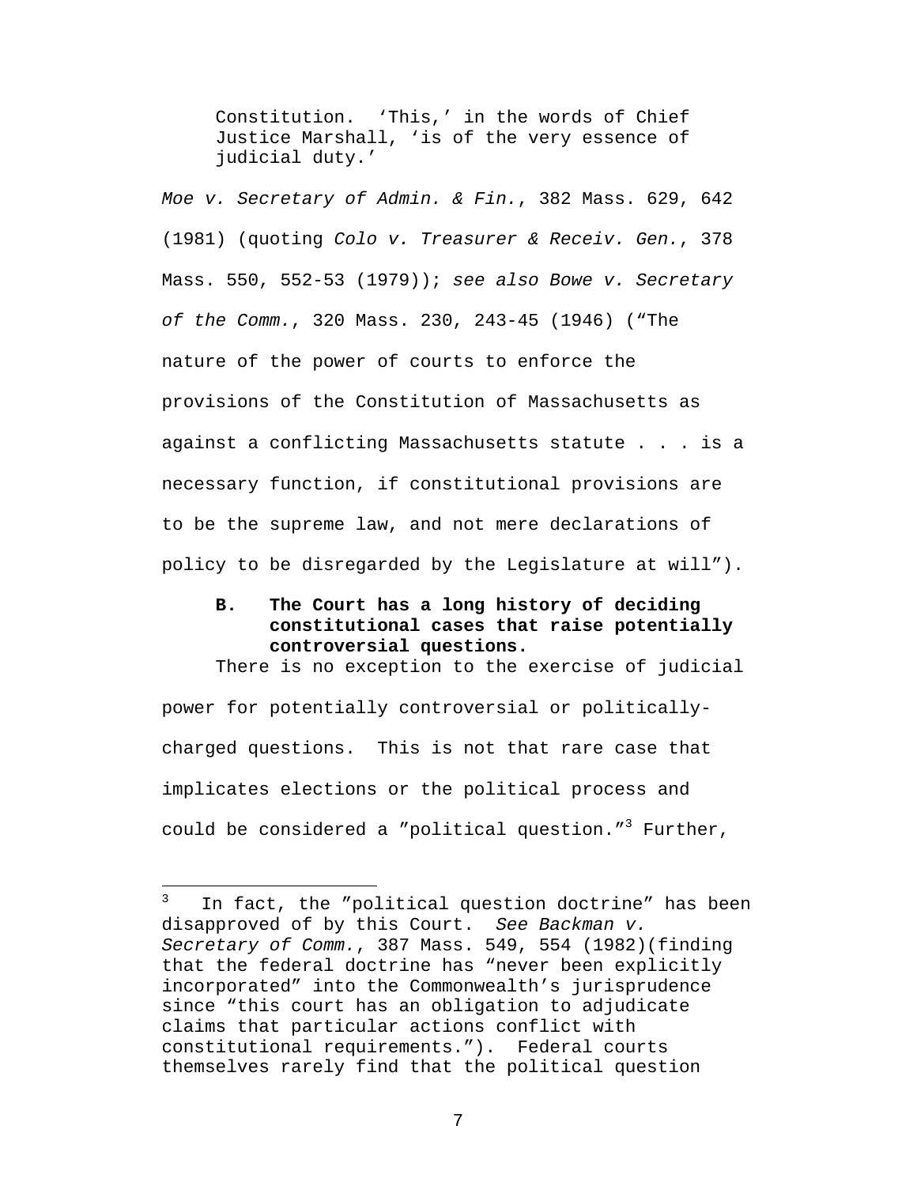> Constitution. 'This,' in the words of Chief Justice Marshall, 'is of the very essence of judicial duty.'

*Moe v. Secretary of Admin. & Fin.*, 382 Mass. 629, 642 (1981) (quoting *Colo v. Treasurer & Receiv. Gen.*, 378 Mass. 550, 552-53 (1979)); *see also Bowe v. Secretary of the Comm.*, 320 Mass. 230, 243-45 (1946) ("The nature of the power of courts to enforce the provisions of the Constitution of Massachusetts as against a conflicting Massachusetts statute . . . is a necessary function, if constitutional provisions are to be the supreme law, and not mere declarations of policy to be disregarded by the Legislature at will").

### B. The Court has a long history of deciding constitutional cases that raise potentially controversial questions.

There is no exception to the exercise of judicial power for potentially controversial or politically-charged questions. This is not that rare case that implicates elections or the political process and could be considered a "political question."[3] Further,

---

[3] In fact, the "political question doctrine" has been disapproved of by this Court. *See Backman v. Secretary of Comm.*, 387 Mass. 549, 554 (1982)(finding that the federal doctrine has "never been explicitly incorporated" into the Commonwealth's jurisprudence since "this court has an obligation to adjudicate claims that particular actions conflict with constitutional requirements."). Federal courts themselves rarely find that the political question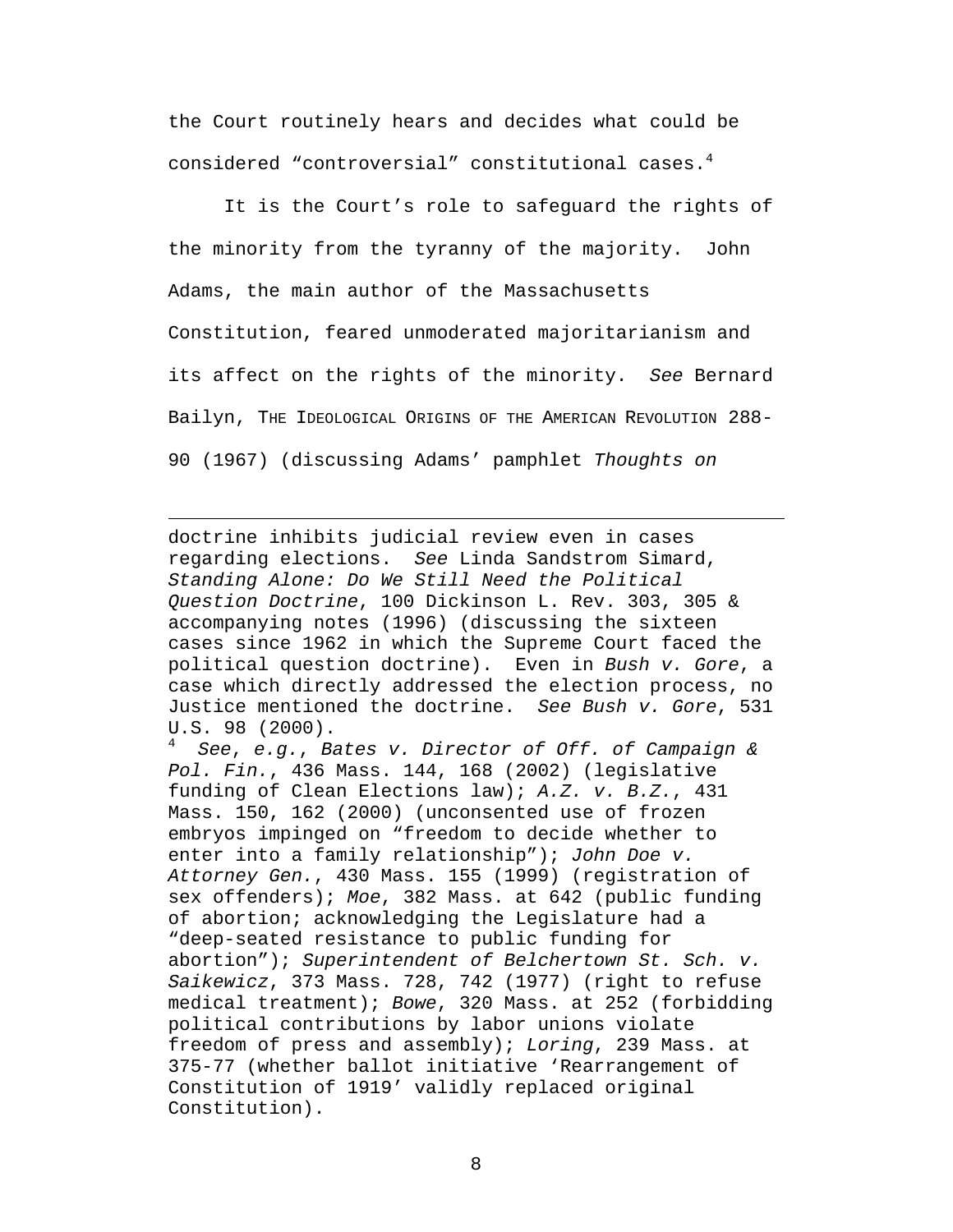the Court routinely hears and decides what could be considered "controversial" constitutional cases.[4]

It is the Court's role to safeguard the rights of the minority from the tyranny of the majority. John Adams, the main author of the Massachusetts Constitution, feared unmoderated majoritarianism and its affect on the rights of the minority. *See* Bernard Bailyn, THE IDEOLOGICAL ORIGINS OF THE AMERICAN REVOLUTION 288-90 (1967) (discussing Adams' pamphlet *Thoughts on*

---

doctrine inhibits judicial review even in cases regarding elections. *See* Linda Sandstrom Simard, *Standing Alone: Do We Still Need the Political Question Doctrine*, 100 Dickinson L. Rev. 303, 305 & accompanying notes (1996) (discussing the sixteen cases since 1962 in which the Supreme Court faced the political question doctrine). Even in *Bush v. Gore*, a case which directly addressed the election process, no Justice mentioned the doctrine. *See Bush v. Gore*, 531 U.S. 98 (2000).

[4] *See, e.g.*, *Bates v. Director of Off. of Campaign & Pol. Fin.*, 436 Mass. 144, 168 (2002) (legislative funding of Clean Elections law); *A.Z. v. B.Z.*, 431 Mass. 150, 162 (2000) (unconsented use of frozen embryos impinged on "freedom to decide whether to enter into a family relationship"); *John Doe v. Attorney Gen.*, 430 Mass. 155 (1999) (registration of sex offenders); *Moe*, 382 Mass. at 642 (public funding of abortion; acknowledging the Legislature had a "deep-seated resistance to public funding for abortion"); *Superintendent of Belchertown St. Sch. v. Saikewicz*, 373 Mass. 728, 742 (1977) (right to refuse medical treatment); *Bowe*, 320 Mass. at 252 (forbidding political contributions by labor unions violate freedom of press and assembly); *Loring*, 239 Mass. at 375-77 (whether ballot initiative 'Rearrangement of Constitution of 1919' validly replaced original Constitution).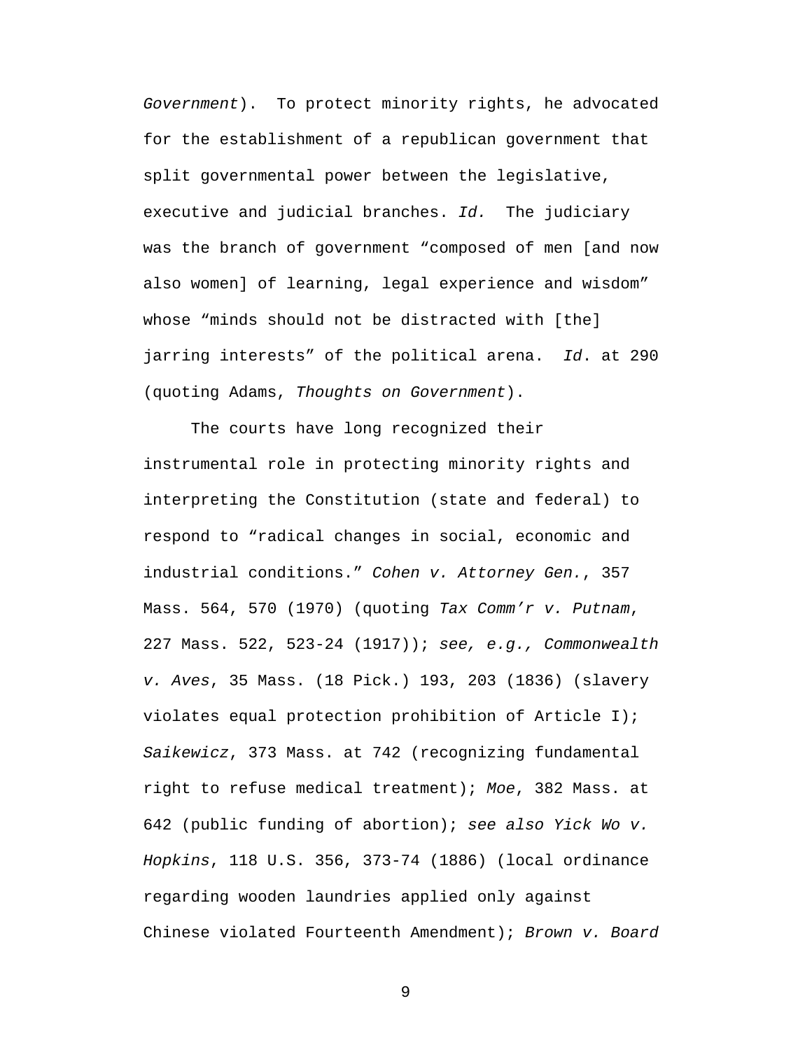*Government*). To protect minority rights, he advocated for the establishment of a republican government that split governmental power between the legislative, executive and judicial branches. *Id.* The judiciary was the branch of government "composed of men [and now also women] of learning, legal experience and wisdom" whose "minds should not be distracted with [the] jarring interests" of the political arena. *Id*. at 290 (quoting Adams, *Thoughts on Government*).

The courts have long recognized their instrumental role in protecting minority rights and interpreting the Constitution (state and federal) to respond to "radical changes in social, economic and industrial conditions." *Cohen v. Attorney Gen.*, 357 Mass. 564, 570 (1970) (quoting *Tax Comm'r v. Putnam*, 227 Mass. 522, 523-24 (1917)); *see, e.g., Commonwealth v. Aves*, 35 Mass. (18 Pick.) 193, 203 (1836) (slavery violates equal protection prohibition of Article I); *Saikewicz*, 373 Mass. at 742 (recognizing fundamental right to refuse medical treatment); *Moe*, 382 Mass. at 642 (public funding of abortion); *see also Yick Wo v. Hopkins*, 118 U.S. 356, 373-74 (1886) (local ordinance regarding wooden laundries applied only against Chinese violated Fourteenth Amendment); *Brown v. Board*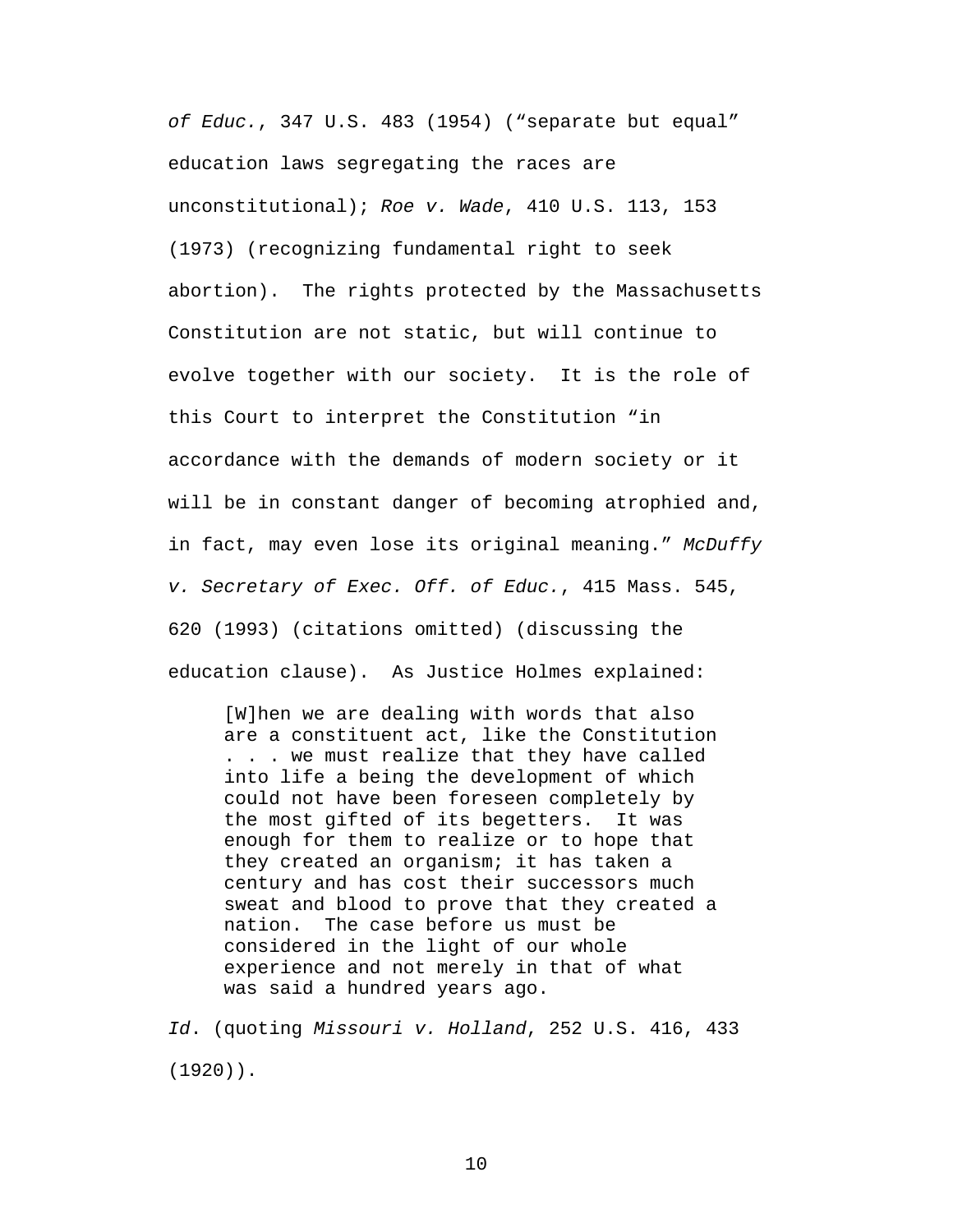*of Educ.*, 347 U.S. 483 (1954) (“separate but equal” education laws segregating the races are unconstitutional); *Roe v. Wade*, 410 U.S. 113, 153 (1973) (recognizing fundamental right to seek abortion). The rights protected by the Massachusetts Constitution are not static, but will continue to evolve together with our society. It is the role of this Court to interpret the Constitution “in accordance with the demands of modern society or it will be in constant danger of becoming atrophied and, in fact, may even lose its original meaning.” *McDuffy v. Secretary of Exec. Off. of Educ.*, 415 Mass. 545, 620 (1993) (citations omitted) (discussing the education clause). As Justice Holmes explained:

> [W]hen we are dealing with words that also are a constituent act, like the Constitution . . . we must realize that they have called into life a being the development of which could not have been foreseen completely by the most gifted of its begetters. It was enough for them to realize or to hope that they created an organism; it has taken a century and has cost their successors much sweat and blood to prove that they created a nation. The case before us must be considered in the light of our whole experience and not merely in that of what was said a hundred years ago.

*Id*. (quoting *Missouri v. Holland*, 252 U.S. 416, 433 (1920)).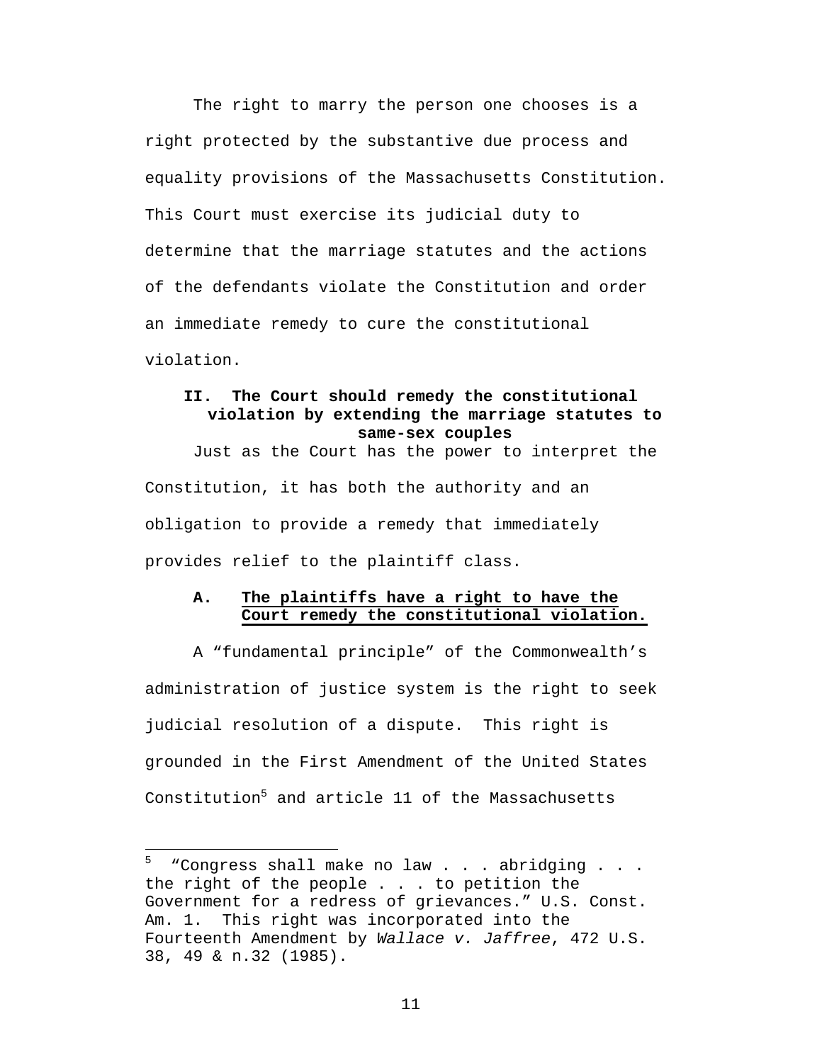The right to marry the person one chooses is a right protected by the substantive due process and equality provisions of the Massachusetts Constitution. This Court must exercise its judicial duty to determine that the marriage statutes and the actions of the defendants violate the Constitution and order an immediate remedy to cure the constitutional violation.

## II. The Court should remedy the constitutional violation by extending the marriage statutes to same-sex couples

Just as the Court has the power to interpret the Constitution, it has both the authority and an obligation to provide a remedy that immediately provides relief to the plaintiff class.

### A. The plaintiffs have a right to have the Court remedy the constitutional violation.

A "fundamental principle" of the Commonwealth's administration of justice system is the right to seek judicial resolution of a dispute. This right is grounded in the First Amendment of the United States Constitution[5] and article 11 of the Massachusetts

---

[5] "Congress shall make no law . . . abridging . . . the right of the people . . . to petition the Government for a redress of grievances." U.S. Const. Am. 1. This right was incorporated into the Fourteenth Amendment by *Wallace v. Jaffree*, 472 U.S. 38, 49 & n.32 (1985).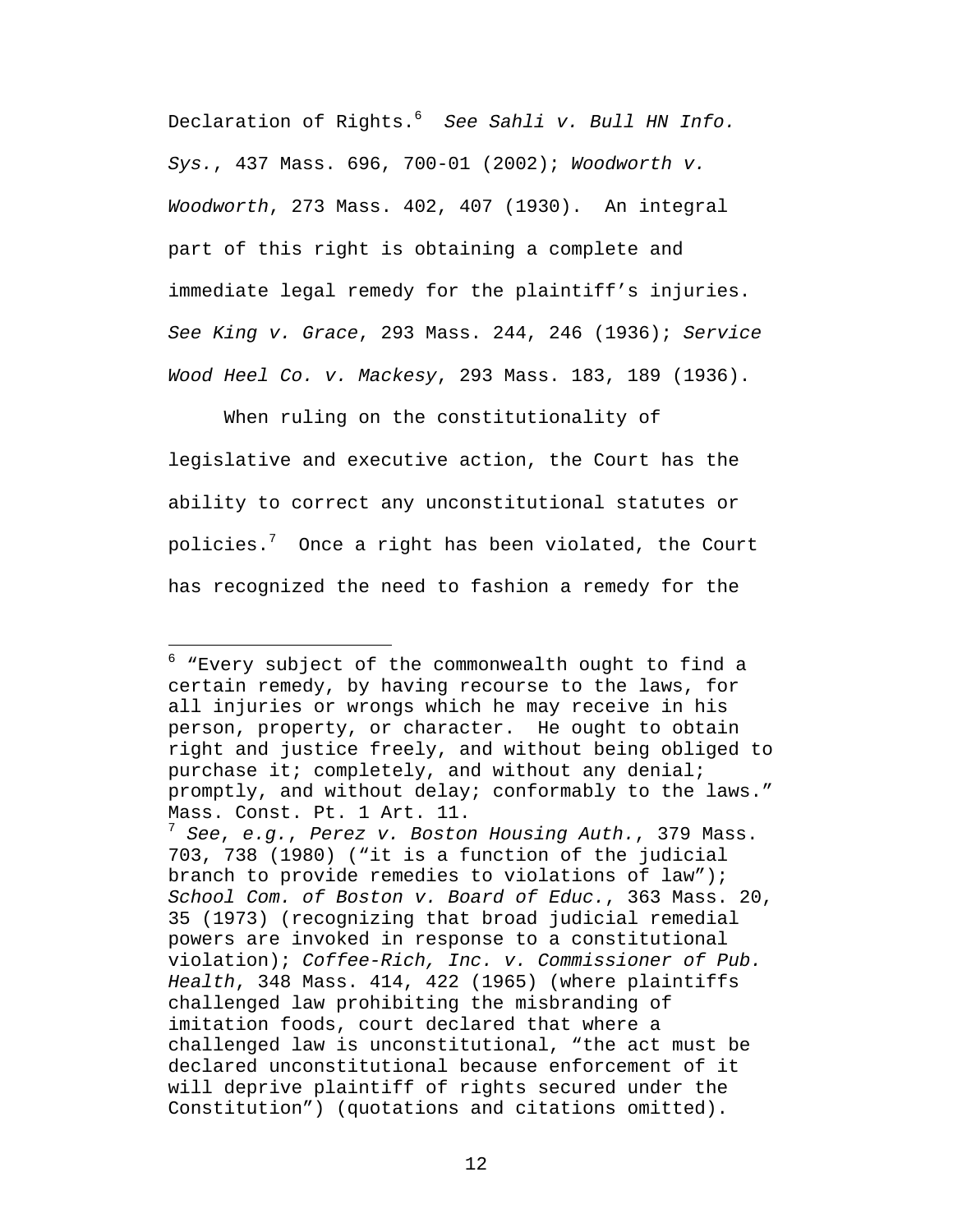Declaration of Rights.[6] *See Sahli v. Bull HN Info. Sys.*, 437 Mass. 696, 700-01 (2002); *Woodworth v. Woodworth*, 273 Mass. 402, 407 (1930). An integral part of this right is obtaining a complete and immediate legal remedy for the plaintiff's injuries. *See King v. Grace*, 293 Mass. 244, 246 (1936); *Service Wood Heel Co. v. Mackesy*, 293 Mass. 183, 189 (1936).

When ruling on the constitutionality of legislative and executive action, the Court has the ability to correct any unconstitutional statutes or policies.[7] Once a right has been violated, the Court has recognized the need to fashion a remedy for the

---

[6] "Every subject of the commonwealth ought to find a certain remedy, by having recourse to the laws, for all injuries or wrongs which he may receive in his person, property, or character. He ought to obtain right and justice freely, and without being obliged to purchase it; completely, and without any denial; promptly, and without delay; conformably to the laws." Mass. Const. Pt. 1 Art. 11.

[7] *See, e.g.*, *Perez v. Boston Housing Auth.*, 379 Mass. 703, 738 (1980) ("it is a function of the judicial branch to provide remedies to violations of law"); *School Com. of Boston v. Board of Educ.*, 363 Mass. 20, 35 (1973) (recognizing that broad judicial remedial powers are invoked in response to a constitutional violation); *Coffee-Rich, Inc. v. Commissioner of Pub. Health*, 348 Mass. 414, 422 (1965) (where plaintiffs challenged law prohibiting the misbranding of imitation foods, court declared that where a challenged law is unconstitutional, "the act must be declared unconstitutional because enforcement of it will deprive plaintiff of rights secured under the Constitution") (quotations and citations omitted).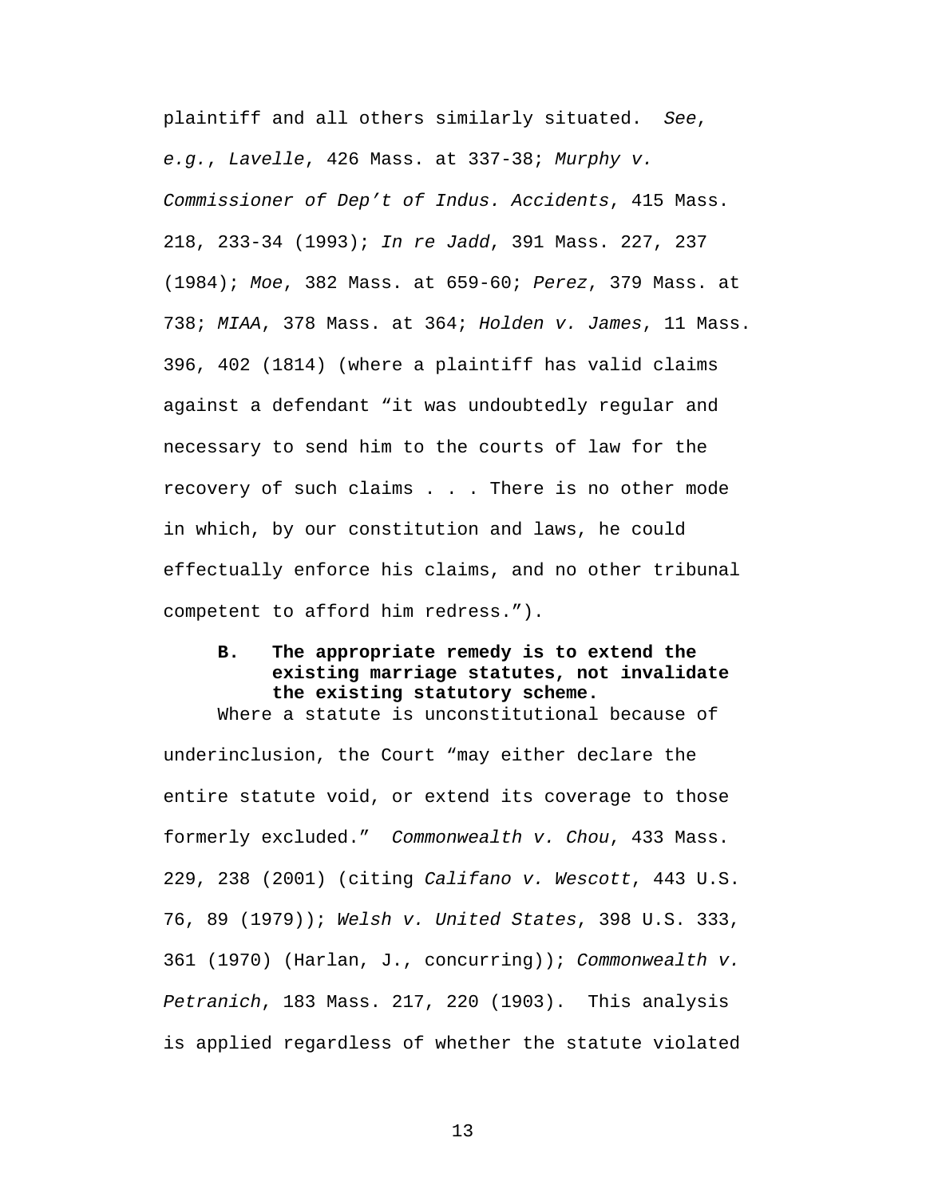plaintiff and all others similarly situated. *See*, *e.g.*, *Lavelle*, 426 Mass. at 337-38; *Murphy v. Commissioner of Dep't of Indus. Accidents*, 415 Mass. 218, 233-34 (1993); *In re Jadd*, 391 Mass. 227, 237 (1984); *Moe*, 382 Mass. at 659-60; *Perez*, 379 Mass. at 738; *MIAA*, 378 Mass. at 364; *Holden v. James*, 11 Mass. 396, 402 (1814) (where a plaintiff has valid claims against a defendant "it was undoubtedly regular and necessary to send him to the courts of law for the recovery of such claims . . . There is no other mode in which, by our constitution and laws, he could effectually enforce his claims, and no other tribunal competent to afford him redress.").

**B. The appropriate remedy is to extend the existing marriage statutes, not invalidate the existing statutory scheme.**

Where a statute is unconstitutional because of underinclusion, the Court "may either declare the entire statute void, or extend its coverage to those formerly excluded." *Commonwealth v. Chou*, 433 Mass. 229, 238 (2001) (citing *Califano v. Wescott*, 443 U.S. 76, 89 (1979)); *Welsh v. United States*, 398 U.S. 333, 361 (1970) (Harlan, J., concurring)); *Commonwealth v. Petranich*, 183 Mass. 217, 220 (1903). This analysis is applied regardless of whether the statute violated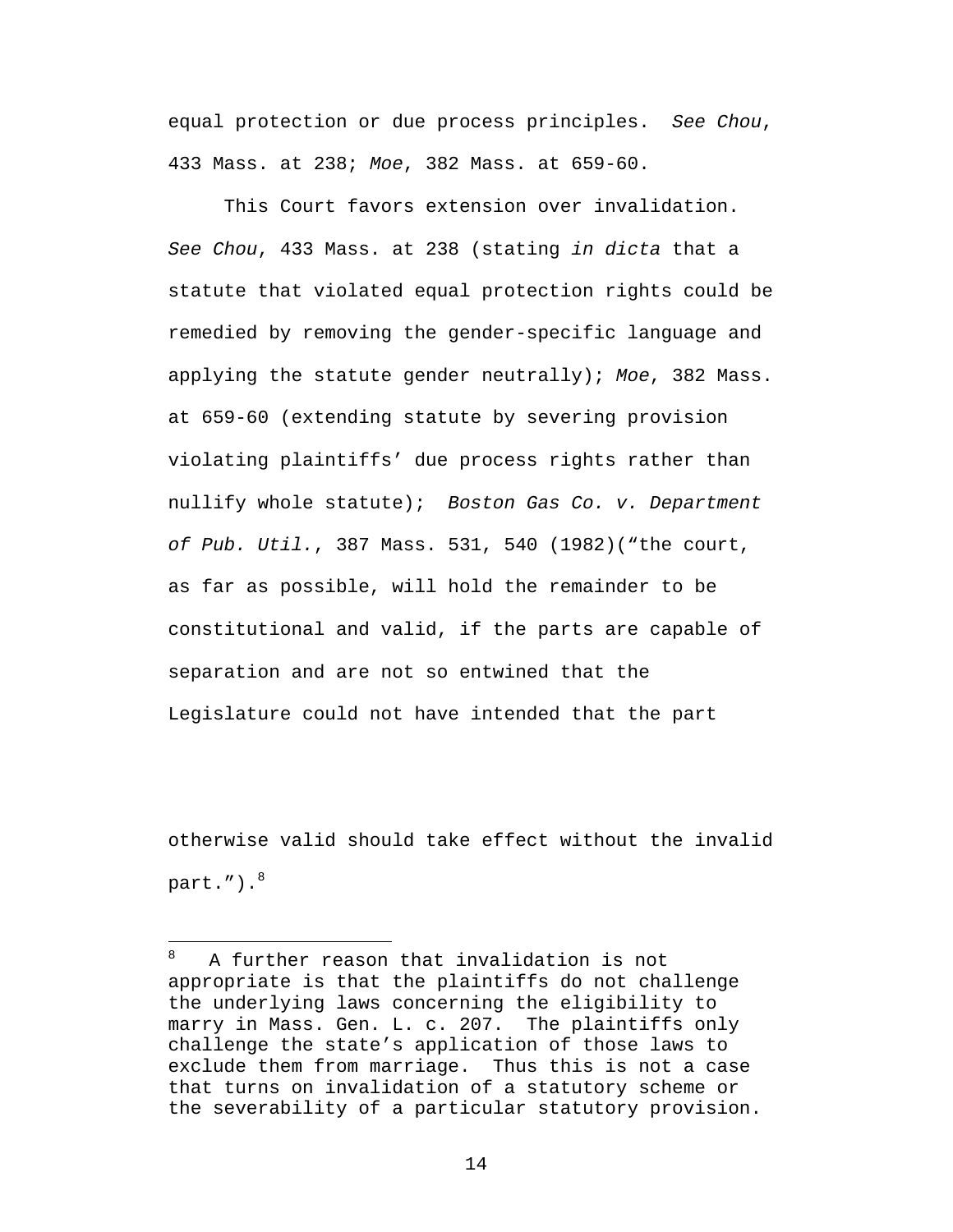equal protection or due process principles. *See Chou*, 433 Mass. at 238; *Moe*, 382 Mass. at 659-60.

This Court favors extension over invalidation. *See Chou*, 433 Mass. at 238 (stating *in dicta* that a statute that violated equal protection rights could be remedied by removing the gender-specific language and applying the statute gender neutrally); *Moe*, 382 Mass. at 659-60 (extending statute by severing provision violating plaintiffs' due process rights rather than nullify whole statute); *Boston Gas Co. v. Department of Pub. Util.*, 387 Mass. 531, 540 (1982)("the court, as far as possible, will hold the remainder to be constitutional and valid, if the parts are capable of separation and are not so entwined that the Legislature could not have intended that the part otherwise valid should take effect without the invalid part.").[8]

---

[8] A further reason that invalidation is not appropriate is that the plaintiffs do not challenge the underlying laws concerning the eligibility to marry in Mass. Gen. L. c. 207. The plaintiffs only challenge the state's application of those laws to exclude them from marriage. Thus this is not a case that turns on invalidation of a statutory scheme or the severability of a particular statutory provision.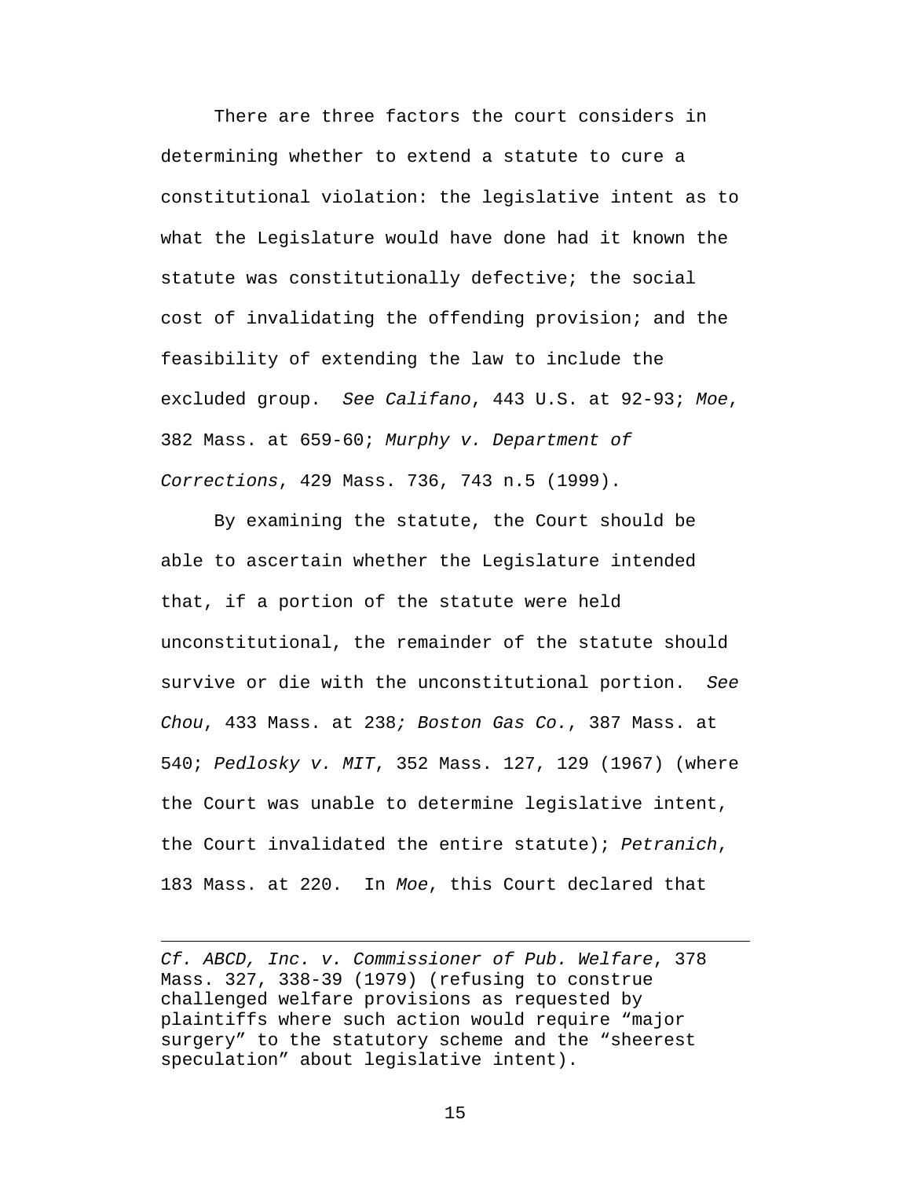There are three factors the court considers in determining whether to extend a statute to cure a constitutional violation: the legislative intent as to what the Legislature would have done had it known the statute was constitutionally defective; the social cost of invalidating the offending provision; and the feasibility of extending the law to include the excluded group. *See Califano*, 443 U.S. at 92-93; *Moe*, 382 Mass. at 659-60; *Murphy v. Department of Corrections*, 429 Mass. 736, 743 n.5 (1999).

By examining the statute, the Court should be able to ascertain whether the Legislature intended that, if a portion of the statute were held unconstitutional, the remainder of the statute should survive or die with the unconstitutional portion. *See Chou*, 433 Mass. at 238*; Boston Gas Co.*, 387 Mass. at 540; *Pedlosky v. MIT*, 352 Mass. 127, 129 (1967) (where the Court was unable to determine legislative intent, the Court invalidated the entire statute); *Petranich*, 183 Mass. at 220. In *Moe*, this Court declared that

---

*Cf. ABCD, Inc. v. Commissioner of Pub. Welfare*, 378 Mass. 327, 338-39 (1979) (refusing to construe challenged welfare provisions as requested by plaintiffs where such action would require "major surgery" to the statutory scheme and the "sheerest speculation" about legislative intent).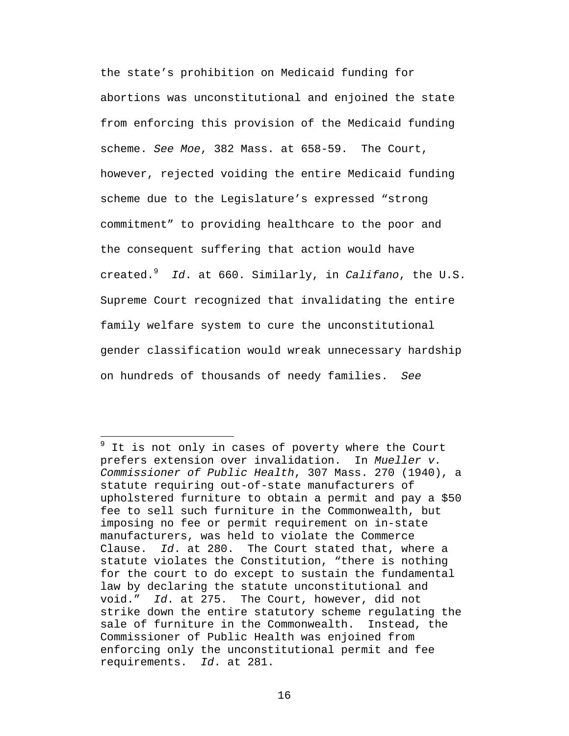the state's prohibition on Medicaid funding for abortions was unconstitutional and enjoined the state from enforcing this provision of the Medicaid funding scheme. *See Moe*, 382 Mass. at 658-59. The Court, however, rejected voiding the entire Medicaid funding scheme due to the Legislature's expressed "strong commitment" to providing healthcare to the poor and the consequent suffering that action would have created.[9] *Id*. at 660. Similarly, in *Califano*, the U.S. Supreme Court recognized that invalidating the entire family welfare system to cure the unconstitutional gender classification would wreak unnecessary hardship on hundreds of thousands of needy families. *See*

---

[9] It is not only in cases of poverty where the Court prefers extension over invalidation. In *Mueller v. Commissioner of Public Health*, 307 Mass. 270 (1940), a statute requiring out-of-state manufacturers of upholstered furniture to obtain a permit and pay a $50 fee to sell such furniture in the Commonwealth, but imposing no fee or permit requirement on in-state manufacturers, was held to violate the Commerce Clause. *Id*. at 280. The Court stated that, where a statute violates the Constitution, "there is nothing for the court to do except to sustain the fundamental law by declaring the statute unconstitutional and void." *Id*. at 275. The Court, however, did not strike down the entire statutory scheme regulating the sale of furniture in the Commonwealth. Instead, the Commissioner of Public Health was enjoined from enforcing only the unconstitutional permit and fee requirements. *Id*. at 281.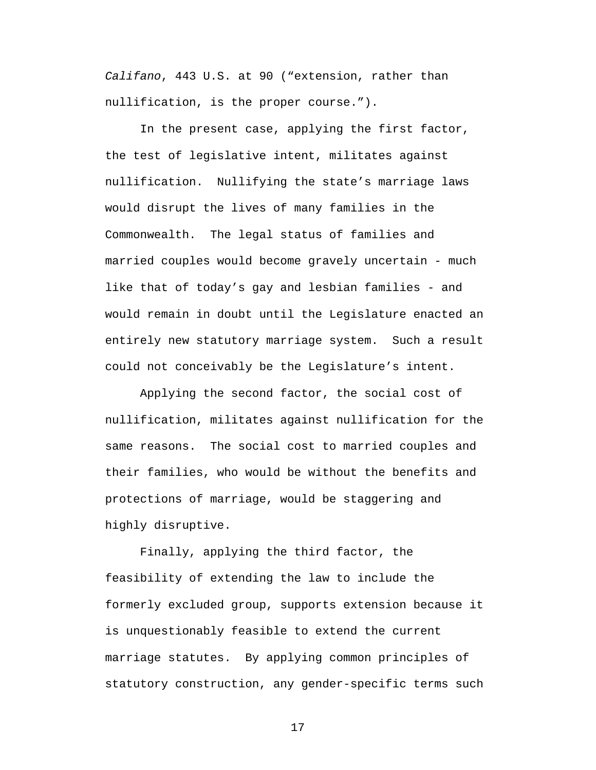*Califano*, 443 U.S. at 90 (“extension, rather than nullification, is the proper course.”).

In the present case, applying the first factor, the test of legislative intent, militates against nullification. Nullifying the state’s marriage laws would disrupt the lives of many families in the Commonwealth. The legal status of families and married couples would become gravely uncertain - much like that of today’s gay and lesbian families - and would remain in doubt until the Legislature enacted an entirely new statutory marriage system. Such a result could not conceivably be the Legislature’s intent.

Applying the second factor, the social cost of nullification, militates against nullification for the same reasons. The social cost to married couples and their families, who would be without the benefits and protections of marriage, would be staggering and highly disruptive.

Finally, applying the third factor, the feasibility of extending the law to include the formerly excluded group, supports extension because it is unquestionably feasible to extend the current marriage statutes. By applying common principles of statutory construction, any gender-specific terms such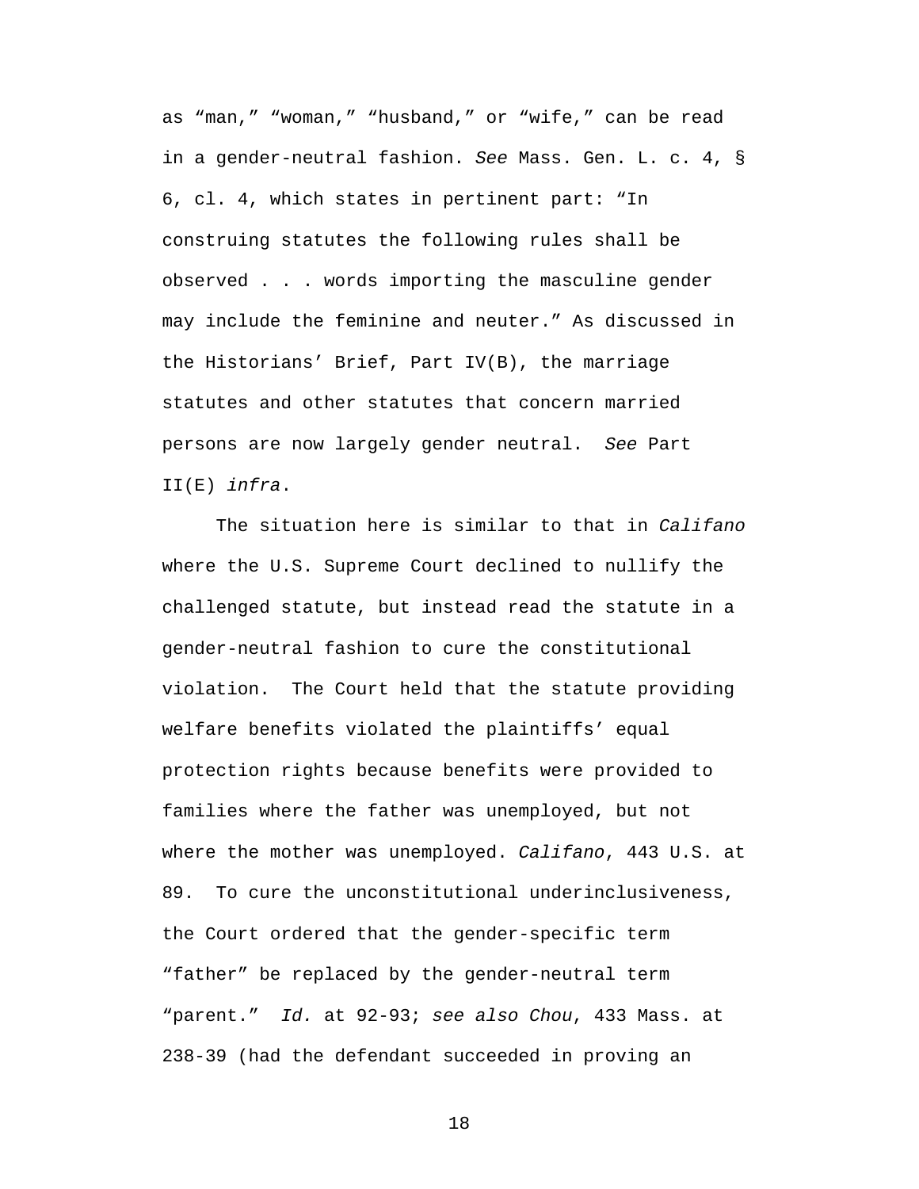as "man," "woman," "husband," or "wife," can be read in a gender-neutral fashion. *See* Mass. Gen. L. c. 4, § 6, cl. 4, which states in pertinent part: "In construing statutes the following rules shall be observed . . . words importing the masculine gender may include the feminine and neuter." As discussed in the Historians' Brief, Part IV(B), the marriage statutes and other statutes that concern married persons are now largely gender neutral. *See* Part II(E) *infra*.

The situation here is similar to that in *Califano* where the U.S. Supreme Court declined to nullify the challenged statute, but instead read the statute in a gender-neutral fashion to cure the constitutional violation. The Court held that the statute providing welfare benefits violated the plaintiffs' equal protection rights because benefits were provided to families where the father was unemployed, but not where the mother was unemployed. *Califano*, 443 U.S. at 89. To cure the unconstitutional underinclusiveness, the Court ordered that the gender-specific term "father" be replaced by the gender-neutral term "parent." *Id.* at 92-93; *see also Chou*, 433 Mass. at 238-39 (had the defendant succeeded in proving an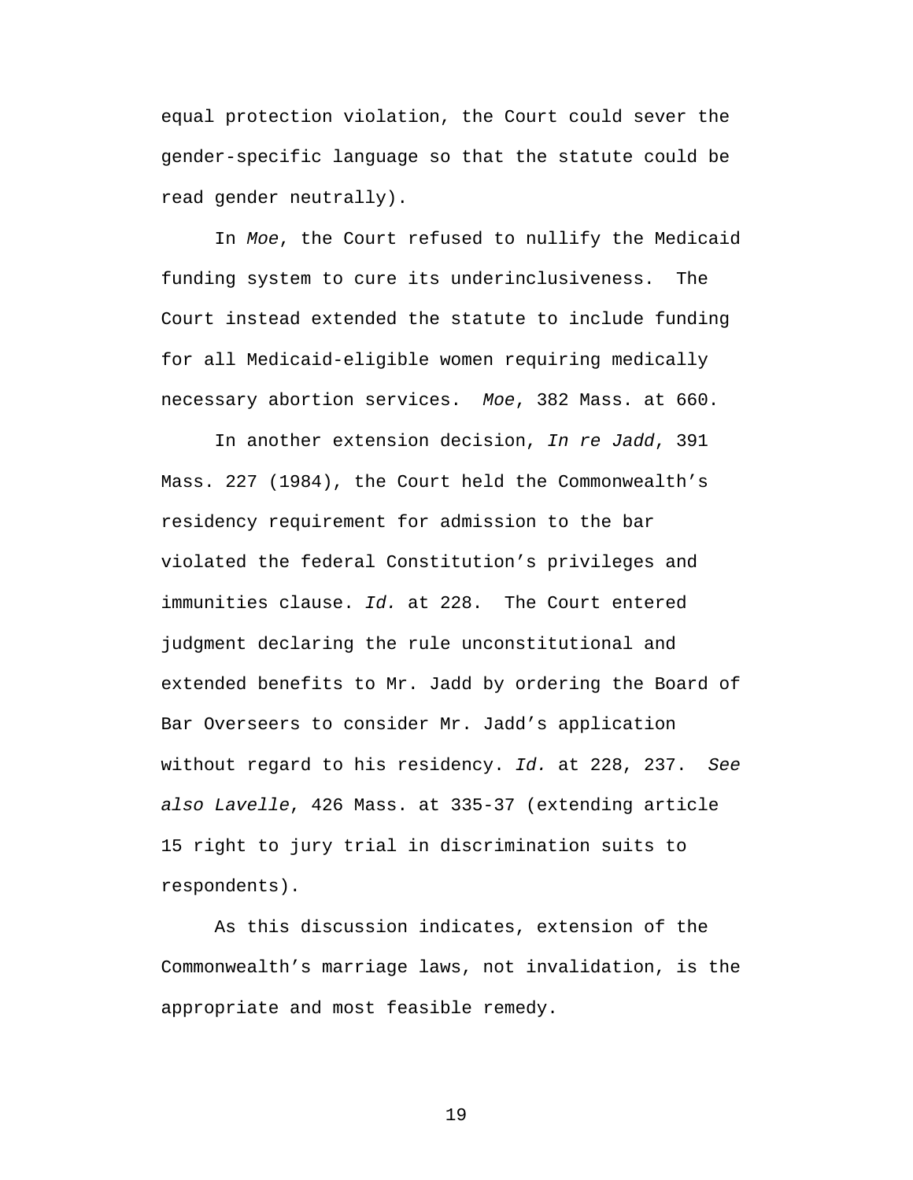equal protection violation, the Court could sever the gender-specific language so that the statute could be read gender neutrally).

In *Moe*, the Court refused to nullify the Medicaid funding system to cure its underinclusiveness. The Court instead extended the statute to include funding for all Medicaid-eligible women requiring medically necessary abortion services. *Moe*, 382 Mass. at 660.

In another extension decision, *In re Jadd*, 391 Mass. 227 (1984), the Court held the Commonwealth's residency requirement for admission to the bar violated the federal Constitution's privileges and immunities clause. *Id.* at 228. The Court entered judgment declaring the rule unconstitutional and extended benefits to Mr. Jadd by ordering the Board of Bar Overseers to consider Mr. Jadd's application without regard to his residency. *Id.* at 228, 237. *See also Lavelle*, 426 Mass. at 335-37 (extending article 15 right to jury trial in discrimination suits to respondents).

As this discussion indicates, extension of the Commonwealth's marriage laws, not invalidation, is the appropriate and most feasible remedy.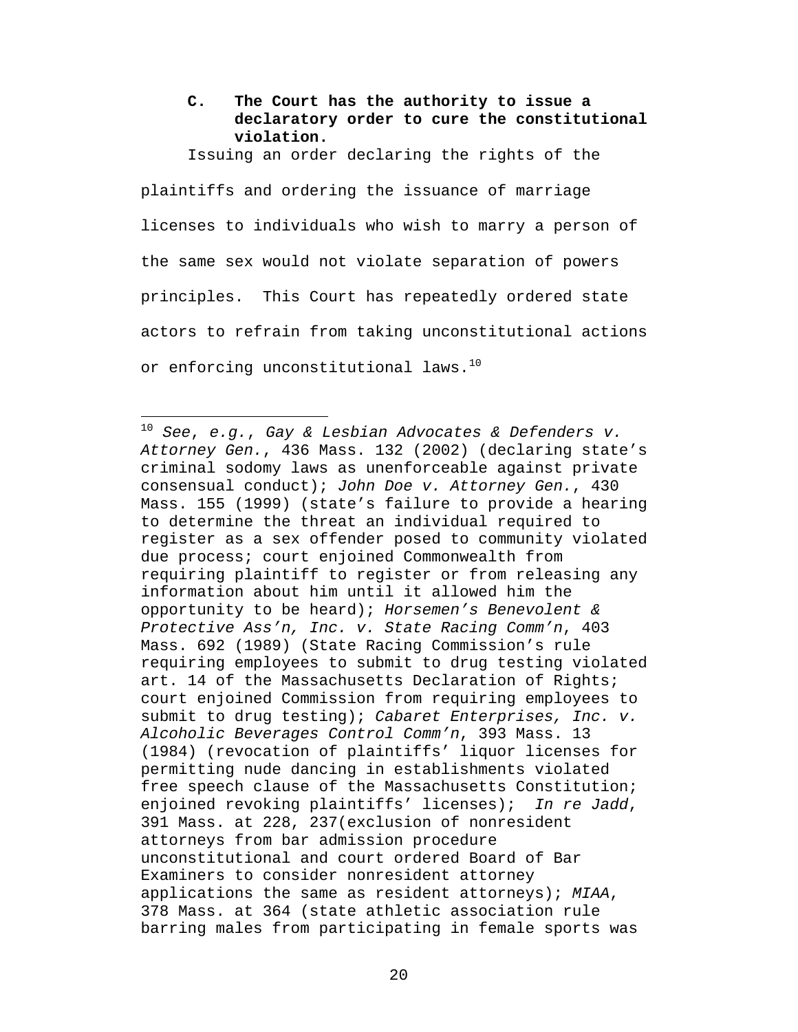### C. The Court has the authority to issue a declaratory order to cure the constitutional violation.

Issuing an order declaring the rights of the plaintiffs and ordering the issuance of marriage licenses to individuals who wish to marry a person of the same sex would not violate separation of powers principles. This Court has repeatedly ordered state actors to refrain from taking unconstitutional actions or enforcing unconstitutional laws.[10]

---

[10] *See*, *e.g.*, *Gay & Lesbian Advocates & Defenders v. Attorney Gen.*, 436 Mass. 132 (2002) (declaring state's criminal sodomy laws as unenforceable against private consensual conduct); *John Doe v. Attorney Gen.*, 430 Mass. 155 (1999) (state's failure to provide a hearing to determine the threat an individual required to register as a sex offender posed to community violated due process; court enjoined Commonwealth from requiring plaintiff to register or from releasing any information about him until it allowed him the opportunity to be heard); *Horsemen's Benevolent & Protective Ass'n, Inc. v. State Racing Comm'n*, 403 Mass. 692 (1989) (State Racing Commission's rule requiring employees to submit to drug testing violated art. 14 of the Massachusetts Declaration of Rights; court enjoined Commission from requiring employees to submit to drug testing); *Cabaret Enterprises, Inc. v. Alcoholic Beverages Control Comm'n*, 393 Mass. 13 (1984) (revocation of plaintiffs' liquor licenses for permitting nude dancing in establishments violated free speech clause of the Massachusetts Constitution; enjoined revoking plaintiffs' licenses); *In re Jadd*, 391 Mass. at 228, 237(exclusion of nonresident attorneys from bar admission procedure unconstitutional and court ordered Board of Bar Examiners to consider nonresident attorney applications the same as resident attorneys); *MIAA*, 378 Mass. at 364 (state athletic association rule barring males from participating in female sports was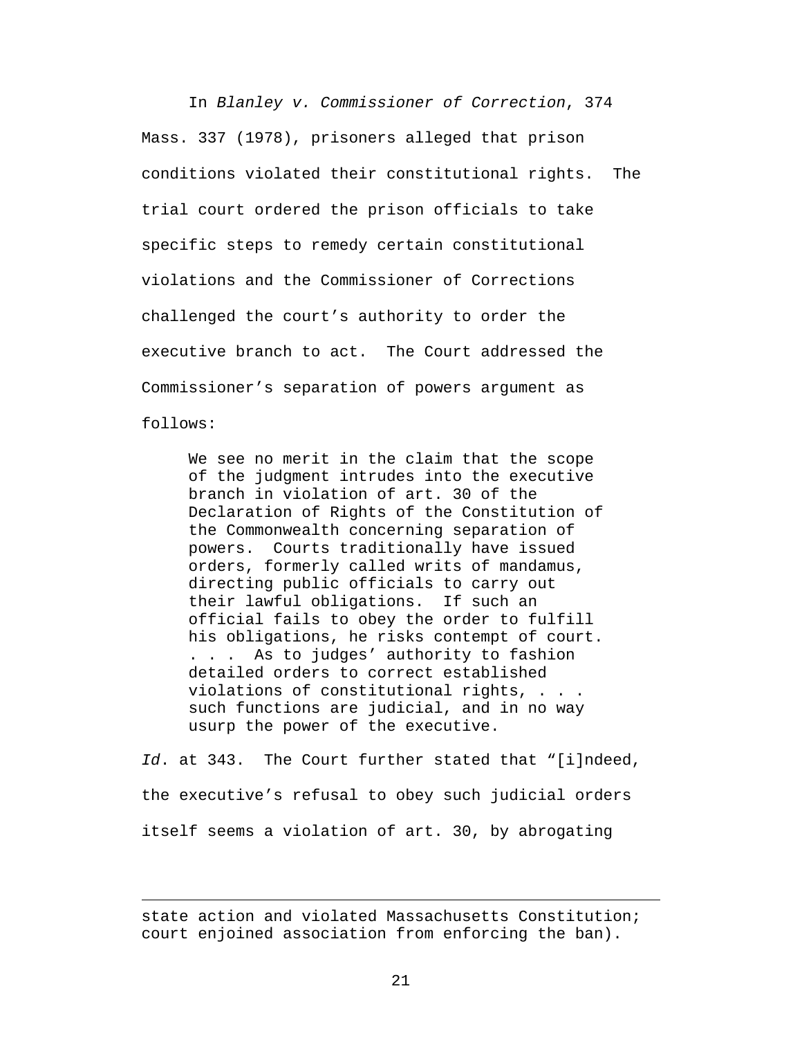In *Blanley v. Commissioner of Correction*, 374 Mass. 337 (1978), prisoners alleged that prison conditions violated their constitutional rights. The trial court ordered the prison officials to take specific steps to remedy certain constitutional violations and the Commissioner of Corrections challenged the court's authority to order the executive branch to act. The Court addressed the Commissioner's separation of powers argument as follows:

> We see no merit in the claim that the scope of the judgment intrudes into the executive branch in violation of art. 30 of the Declaration of Rights of the Constitution of the Commonwealth concerning separation of powers. Courts traditionally have issued orders, formerly called writs of mandamus, directing public officials to carry out their lawful obligations. If such an official fails to obey the order to fulfill his obligations, he risks contempt of court. . . . As to judges' authority to fashion detailed orders to correct established violations of constitutional rights, . . . such functions are judicial, and in no way usurp the power of the executive.

*Id*. at 343. The Court further stated that "[i]ndeed, the executive's refusal to obey such judicial orders itself seems a violation of art. 30, by abrogating

---

state action and violated Massachusetts Constitution; court enjoined association from enforcing the ban).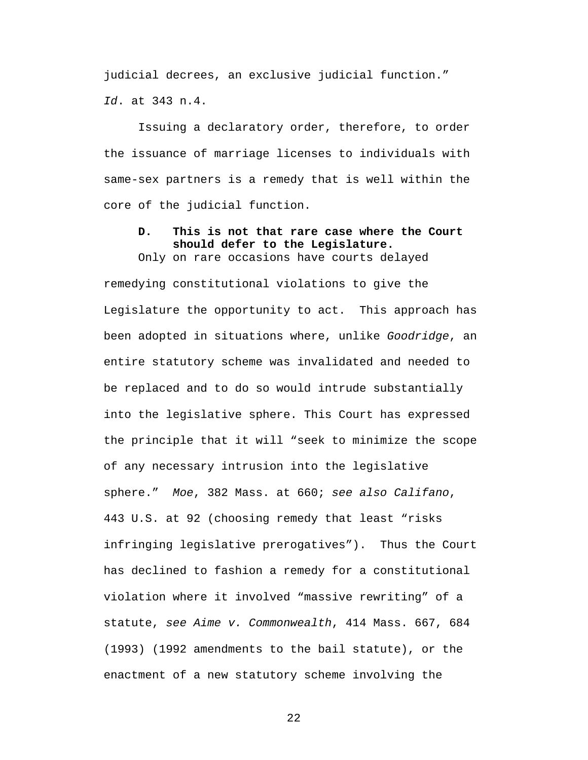judicial decrees, an exclusive judicial function." *Id*. at 343 n.4.

Issuing a declaratory order, therefore, to order the issuance of marriage licenses to individuals with same-sex partners is a remedy that is well within the core of the judicial function.

### D. This is not that rare case where the Court should defer to the Legislature.

Only on rare occasions have courts delayed remedying constitutional violations to give the Legislature the opportunity to act. This approach has been adopted in situations where, unlike *Goodridge*, an entire statutory scheme was invalidated and needed to be replaced and to do so would intrude substantially into the legislative sphere. This Court has expressed the principle that it will "seek to minimize the scope of any necessary intrusion into the legislative sphere." *Moe*, 382 Mass. at 660; *see also Califano*, 443 U.S. at 92 (choosing remedy that least "risks infringing legislative prerogatives"). Thus the Court has declined to fashion a remedy for a constitutional violation where it involved "massive rewriting" of a statute, *see Aime v. Commonwealth*, 414 Mass. 667, 684 (1993) (1992 amendments to the bail statute), or the enactment of a new statutory scheme involving the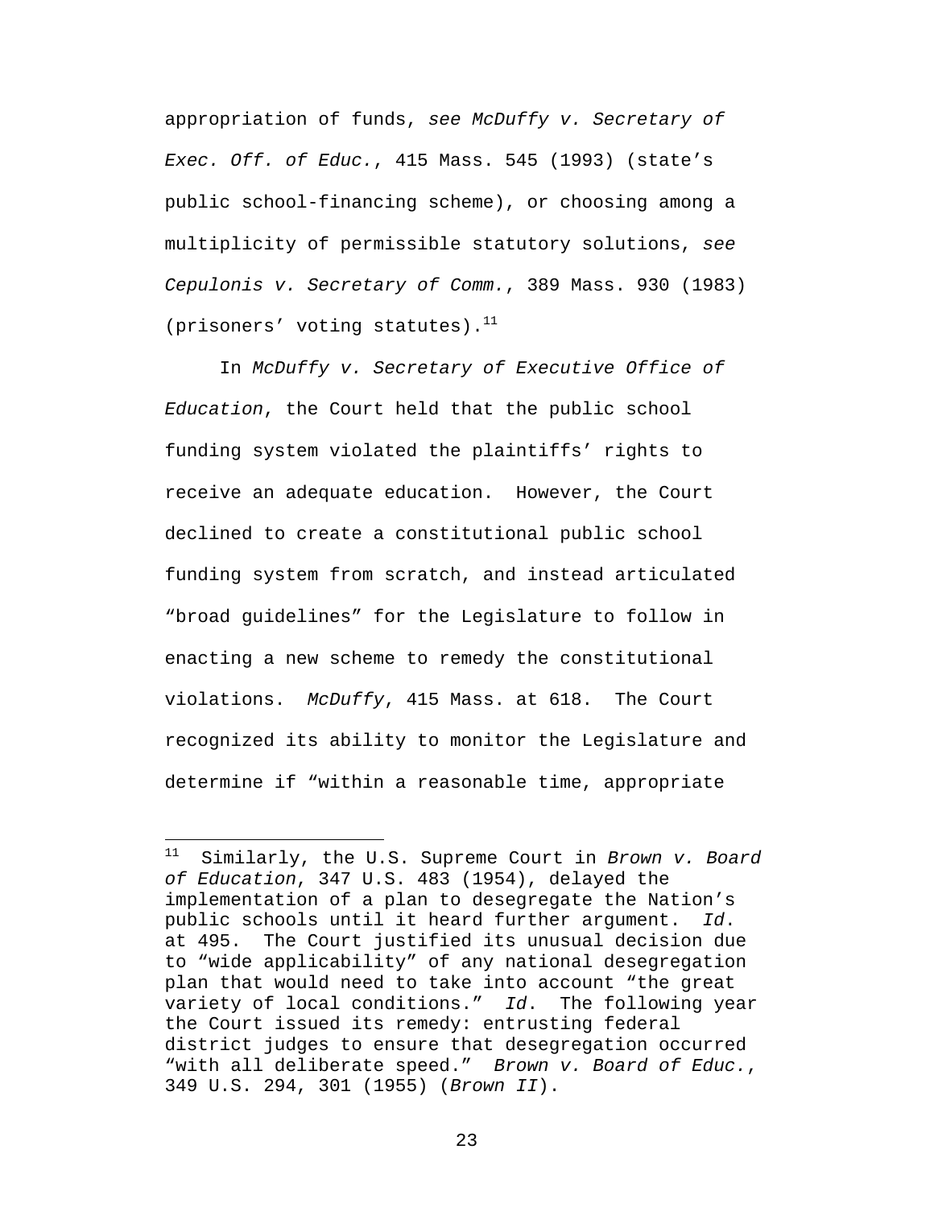appropriation of funds, *see McDuffy v. Secretary of Exec. Off. of Educ.*, 415 Mass. 545 (1993) (state's public school-financing scheme), or choosing among a multiplicity of permissible statutory solutions, *see Cepulonis v. Secretary of Comm.*, 389 Mass. 930 (1983) (prisoners' voting statutes).[11]

In *McDuffy v. Secretary of Executive Office of Education*, the Court held that the public school funding system violated the plaintiffs' rights to receive an adequate education. However, the Court declined to create a constitutional public school funding system from scratch, and instead articulated "broad guidelines" for the Legislature to follow in enacting a new scheme to remedy the constitutional violations. *McDuffy*, 415 Mass. at 618. The Court recognized its ability to monitor the Legislature and determine if "within a reasonable time, appropriate

---

[11] Similarly, the U.S. Supreme Court in *Brown v. Board of Education*, 347 U.S. 483 (1954), delayed the implementation of a plan to desegregate the Nation's public schools until it heard further argument. *Id*. at 495. The Court justified its unusual decision due to "wide applicability" of any national desegregation plan that would need to take into account "the great variety of local conditions." *Id*. The following year the Court issued its remedy: entrusting federal district judges to ensure that desegregation occurred "with all deliberate speed." *Brown v. Board of Educ.*, 349 U.S. 294, 301 (1955) (*Brown II*).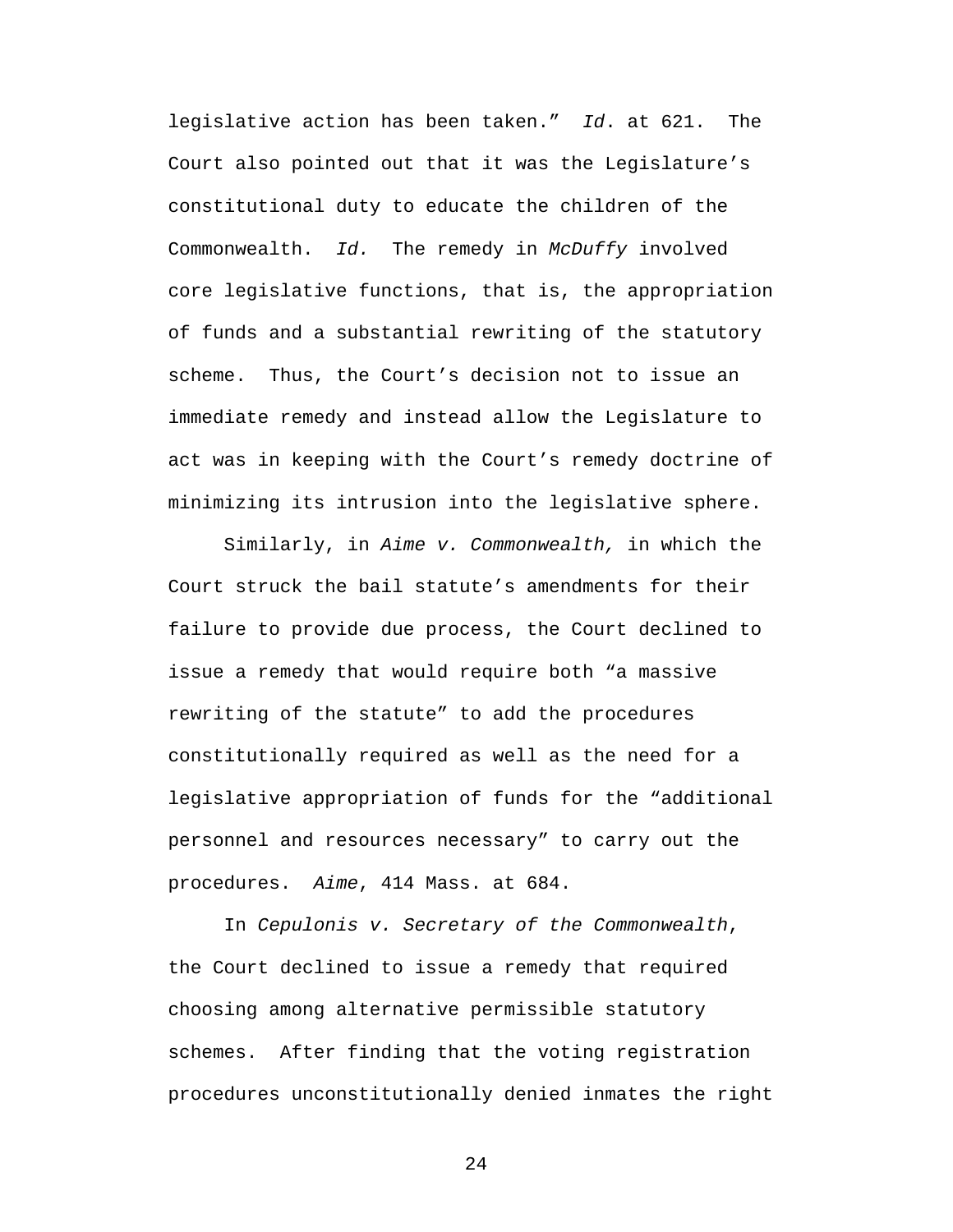legislative action has been taken." *Id*. at 621. The Court also pointed out that it was the Legislature's constitutional duty to educate the children of the Commonwealth. *Id.* The remedy in *McDuffy* involved core legislative functions, that is, the appropriation of funds and a substantial rewriting of the statutory scheme. Thus, the Court's decision not to issue an immediate remedy and instead allow the Legislature to act was in keeping with the Court's remedy doctrine of minimizing its intrusion into the legislative sphere.

Similarly, in *Aime v. Commonwealth,* in which the Court struck the bail statute's amendments for their failure to provide due process, the Court declined to issue a remedy that would require both "a massive rewriting of the statute" to add the procedures constitutionally required as well as the need for a legislative appropriation of funds for the "additional personnel and resources necessary" to carry out the procedures. *Aime*, 414 Mass. at 684.

In *Cepulonis v. Secretary of the Commonwealth*, the Court declined to issue a remedy that required choosing among alternative permissible statutory schemes. After finding that the voting registration procedures unconstitutionally denied inmates the right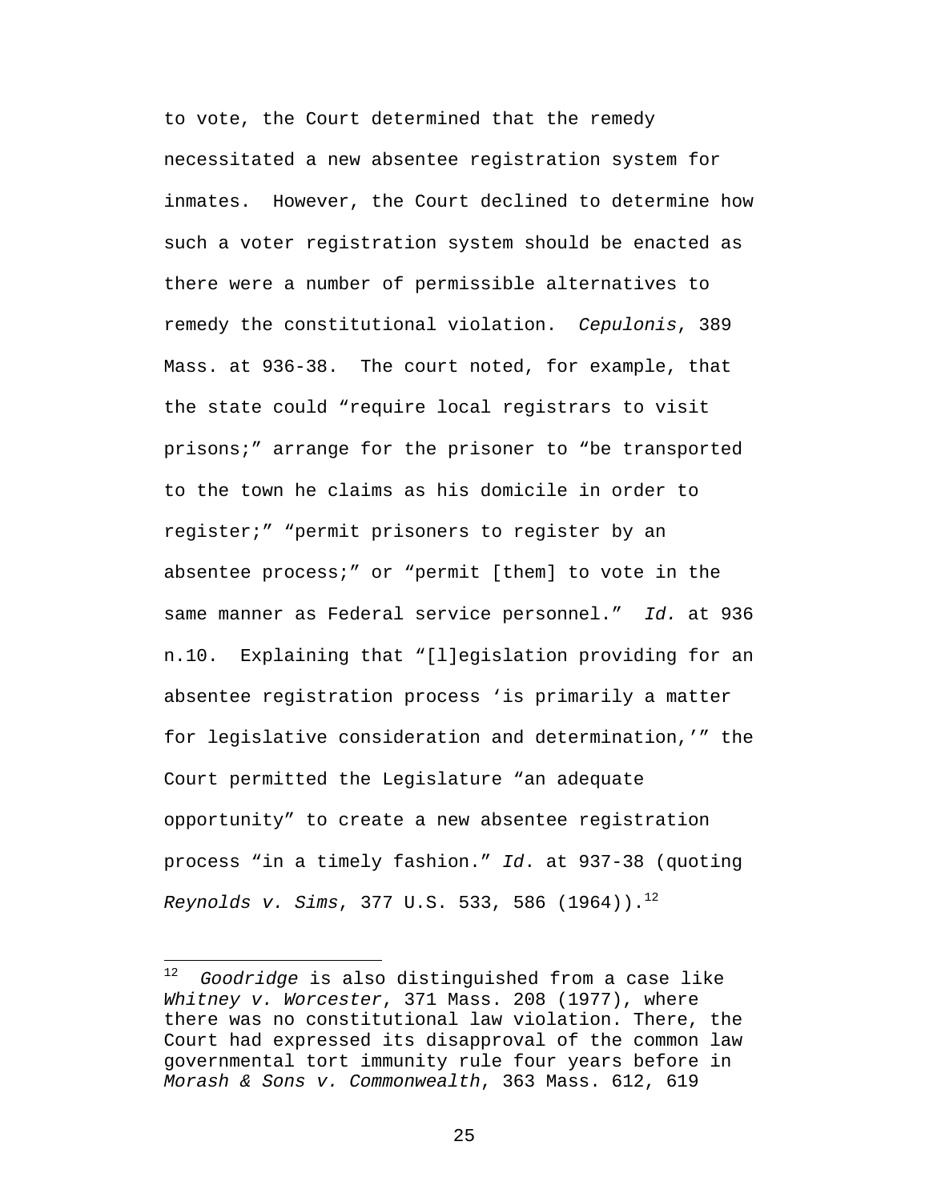to vote, the Court determined that the remedy necessitated a new absentee registration system for inmates. However, the Court declined to determine how such a voter registration system should be enacted as there were a number of permissible alternatives to remedy the constitutional violation. *Cepulonis*, 389 Mass. at 936-38. The court noted, for example, that the state could "require local registrars to visit prisons;" arrange for the prisoner to "be transported to the town he claims as his domicile in order to register;" "permit prisoners to register by an absentee process;" or "permit [them] to vote in the same manner as Federal service personnel." *Id.* at 936 n.10. Explaining that "[l]egislation providing for an absentee registration process 'is primarily a matter for legislative consideration and determination,'" the Court permitted the Legislature "an adequate opportunity" to create a new absentee registration process "in a timely fashion." *Id*. at 937-38 (quoting *Reynolds v. Sims*, 377 U.S. 533, 586 (1964)).[12]

---

[12] *Goodridge* is also distinguished from a case like *Whitney v. Worcester*, 371 Mass. 208 (1977), where there was no constitutional law violation. There, the Court had expressed its disapproval of the common law governmental tort immunity rule four years before in *Morash & Sons v. Commonwealth*, 363 Mass. 612, 619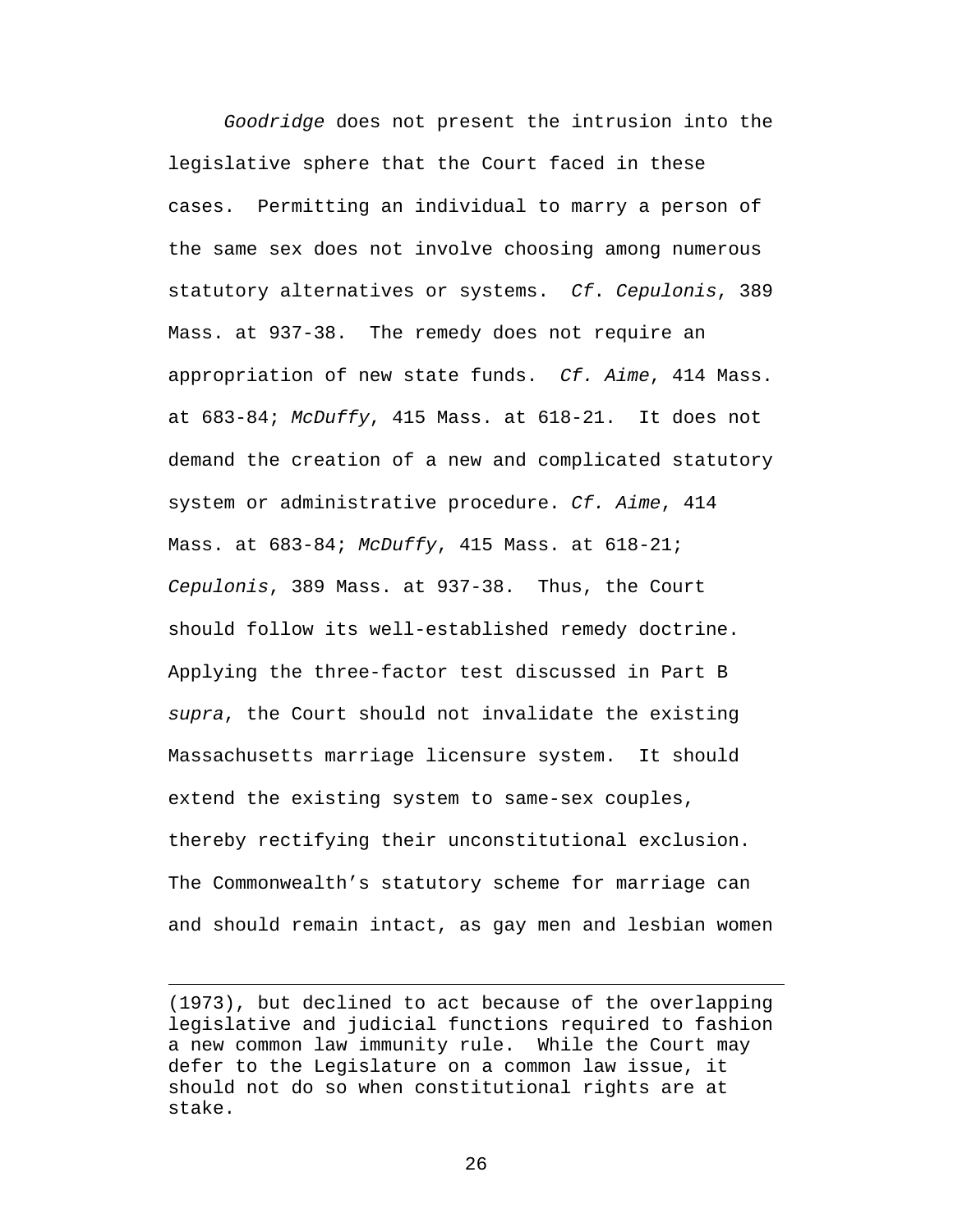*Goodridge* does not present the intrusion into the legislative sphere that the Court faced in these cases. Permitting an individual to marry a person of the same sex does not involve choosing among numerous statutory alternatives or systems. *Cf*. *Cepulonis*, 389 Mass. at 937-38. The remedy does not require an appropriation of new state funds. *Cf. Aime*, 414 Mass. at 683-84; *McDuffy*, 415 Mass. at 618-21. It does not demand the creation of a new and complicated statutory system or administrative procedure. *Cf. Aime*, 414 Mass. at 683-84; *McDuffy*, 415 Mass. at 618-21; *Cepulonis*, 389 Mass. at 937-38. Thus, the Court should follow its well-established remedy doctrine. Applying the three-factor test discussed in Part B *supra*, the Court should not invalidate the existing Massachusetts marriage licensure system. It should extend the existing system to same-sex couples, thereby rectifying their unconstitutional exclusion. The Commonwealth's statutory scheme for marriage can and should remain intact, as gay men and lesbian women

---

(1973), but declined to act because of the overlapping legislative and judicial functions required to fashion a new common law immunity rule. While the Court may defer to the Legislature on a common law issue, it should not do so when constitutional rights are at stake.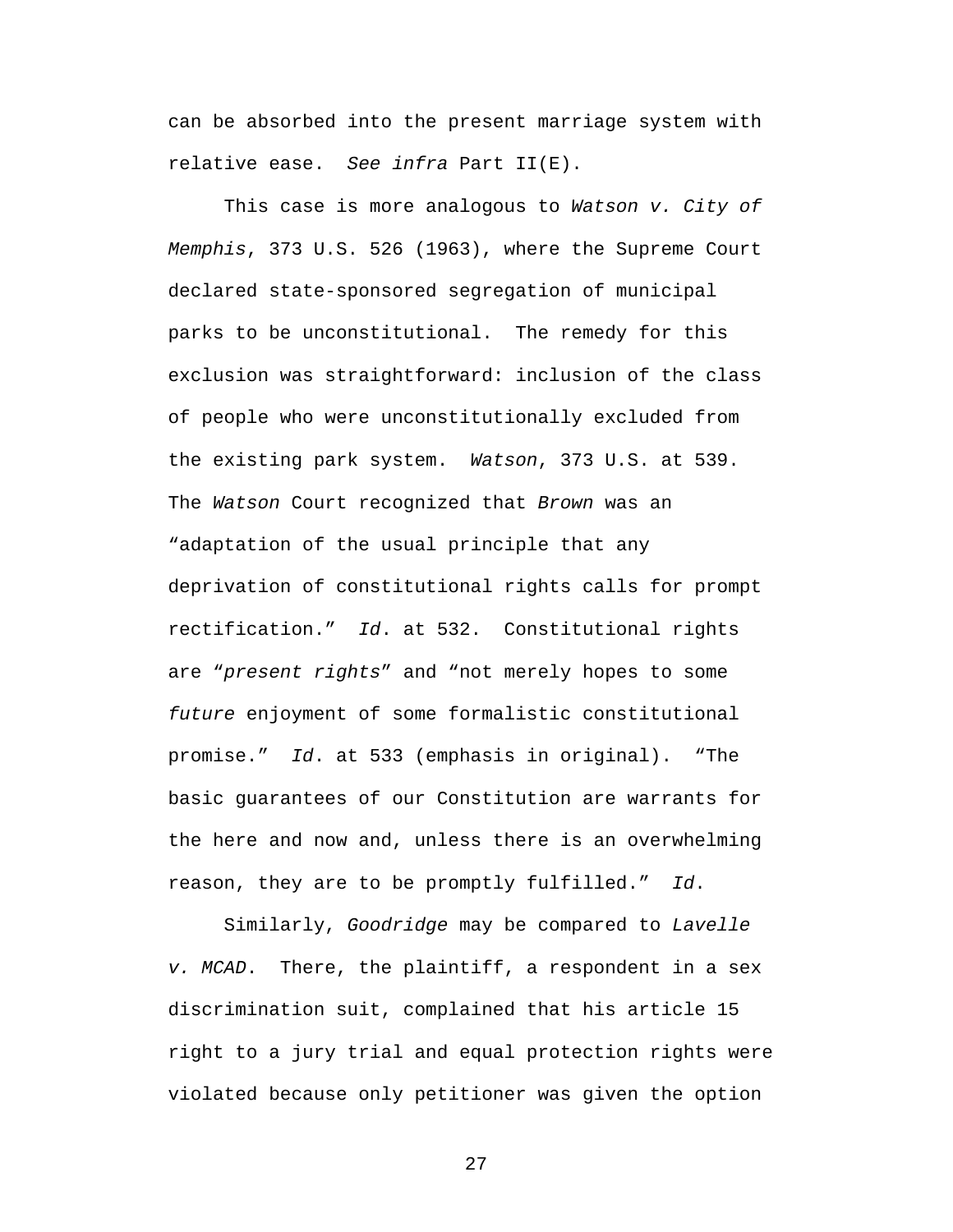can be absorbed into the present marriage system with relative ease. *See infra* Part II(E).

This case is more analogous to *Watson v. City of Memphis*, 373 U.S. 526 (1963), where the Supreme Court declared state-sponsored segregation of municipal parks to be unconstitutional. The remedy for this exclusion was straightforward: inclusion of the class of people who were unconstitutionally excluded from the existing park system. *Watson*, 373 U.S. at 539. The *Watson* Court recognized that *Brown* was an "adaptation of the usual principle that any deprivation of constitutional rights calls for prompt rectification." *Id*. at 532. Constitutional rights are "*present rights*" and "not merely hopes to some *future* enjoyment of some formalistic constitutional promise." *Id*. at 533 (emphasis in original). "The basic guarantees of our Constitution are warrants for the here and now and, unless there is an overwhelming reason, they are to be promptly fulfilled." *Id.*

Similarly, *Goodridge* may be compared to *Lavelle v. MCAD*. There, the plaintiff, a respondent in a sex discrimination suit, complained that his article 15 right to a jury trial and equal protection rights were violated because only petitioner was given the option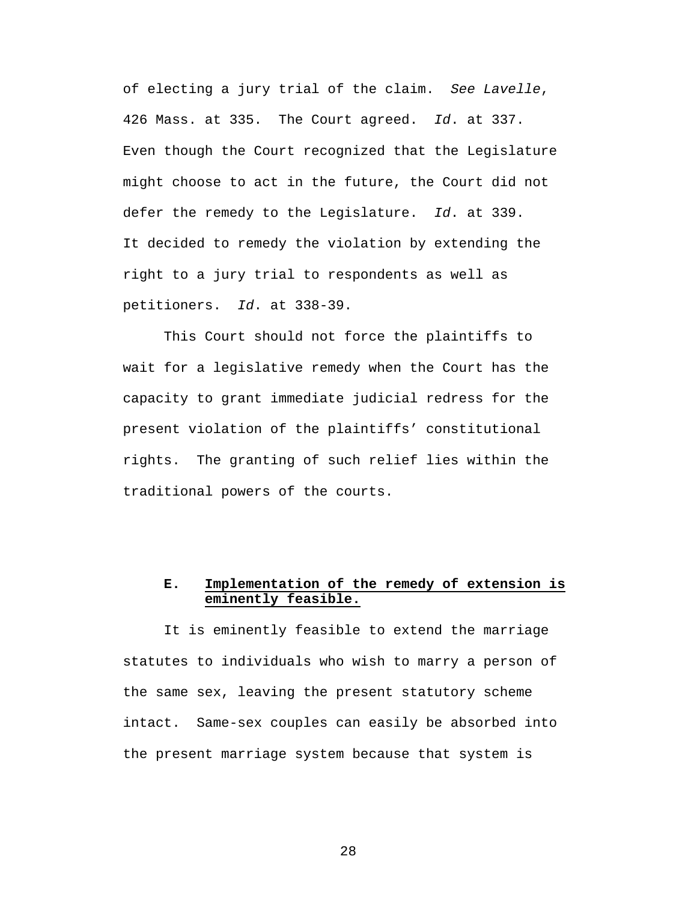of electing a jury trial of the claim. *See Lavelle*, 426 Mass. at 335. The Court agreed. *Id*. at 337. Even though the Court recognized that the Legislature might choose to act in the future, the Court did not defer the remedy to the Legislature. *Id*. at 339. It decided to remedy the violation by extending the right to a jury trial to respondents as well as petitioners. *Id*. at 338-39.

This Court should not force the plaintiffs to wait for a legislative remedy when the Court has the capacity to grant immediate judicial redress for the present violation of the plaintiffs' constitutional rights. The granting of such relief lies within the traditional powers of the courts.

### E. <u>Implementation of the remedy of extension is eminently feasible.</u>

It is eminently feasible to extend the marriage statutes to individuals who wish to marry a person of the same sex, leaving the present statutory scheme intact. Same-sex couples can easily be absorbed into the present marriage system because that system is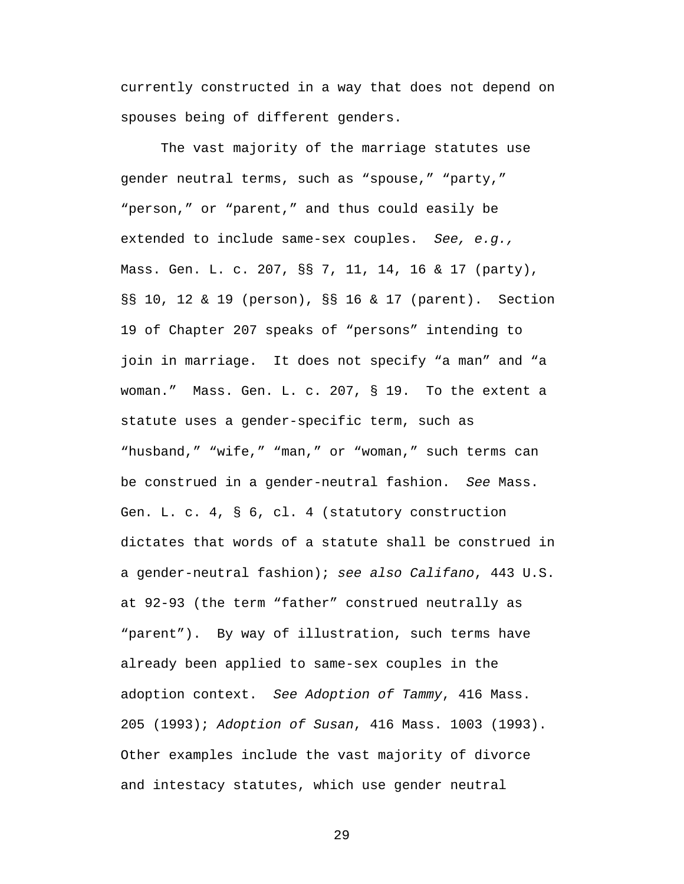currently constructed in a way that does not depend on spouses being of different genders.

The vast majority of the marriage statutes use gender neutral terms, such as “spouse,” “party,” “person,” or “parent,” and thus could easily be extended to include same-sex couples. *See, e.g.,* Mass. Gen. L. c. 207, §§ 7, 11, 14, 16 & 17 (party), §§ 10, 12 & 19 (person), §§ 16 & 17 (parent). Section 19 of Chapter 207 speaks of “persons” intending to join in marriage. It does not specify “a man” and “a woman.” Mass. Gen. L. c. 207, § 19. To the extent a statute uses a gender-specific term, such as “husband,” “wife,” “man,” or “woman,” such terms can be construed in a gender-neutral fashion. *See* Mass. Gen. L. c. 4, § 6, cl. 4 (statutory construction dictates that words of a statute shall be construed in a gender-neutral fashion); *see also Califano*, 443 U.S. at 92-93 (the term “father” construed neutrally as “parent”). By way of illustration, such terms have already been applied to same-sex couples in the adoption context. *See Adoption of Tammy*, 416 Mass. 205 (1993); *Adoption of Susan*, 416 Mass. 1003 (1993). Other examples include the vast majority of divorce and intestacy statutes, which use gender neutral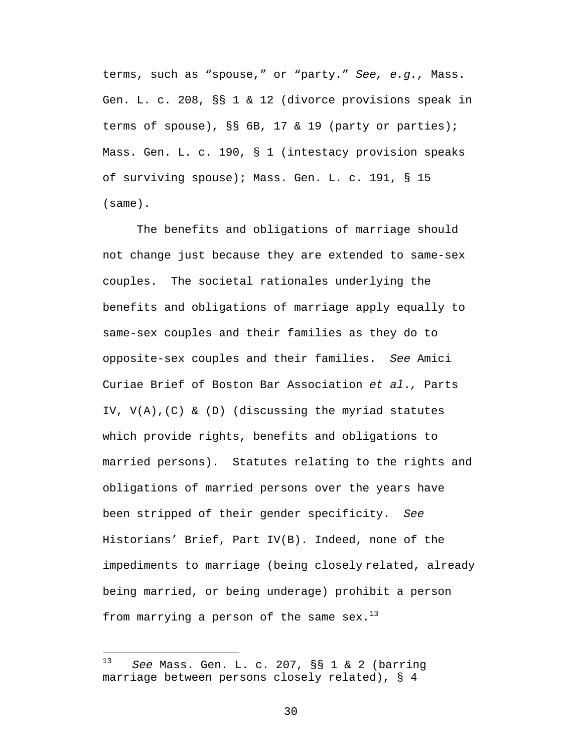terms, such as "spouse," or "party." *See, e.g.,* Mass. Gen. L. c. 208, §§ 1 & 12 (divorce provisions speak in terms of spouse), §§ 6B, 17 & 19 (party or parties); Mass. Gen. L. c. 190, § 1 (intestacy provision speaks of surviving spouse); Mass. Gen. L. c. 191, § 15 (same).

The benefits and obligations of marriage should not change just because they are extended to same-sex couples. The societal rationales underlying the benefits and obligations of marriage apply equally to same-sex couples and their families as they do to opposite-sex couples and their families. *See* Amici Curiae Brief of Boston Bar Association *et al.,* Parts IV, V(A),(C) & (D) (discussing the myriad statutes which provide rights, benefits and obligations to married persons). Statutes relating to the rights and obligations of married persons over the years have been stripped of their gender specificity. *See* Historians' Brief, Part IV(B). Indeed, none of the impediments to marriage (being closely related, already being married, or being underage) prohibit a person from marrying a person of the same sex.[13]

---

[13] *See* Mass. Gen. L. c. 207, §§ 1 & 2 (barring marriage between persons closely related), § 4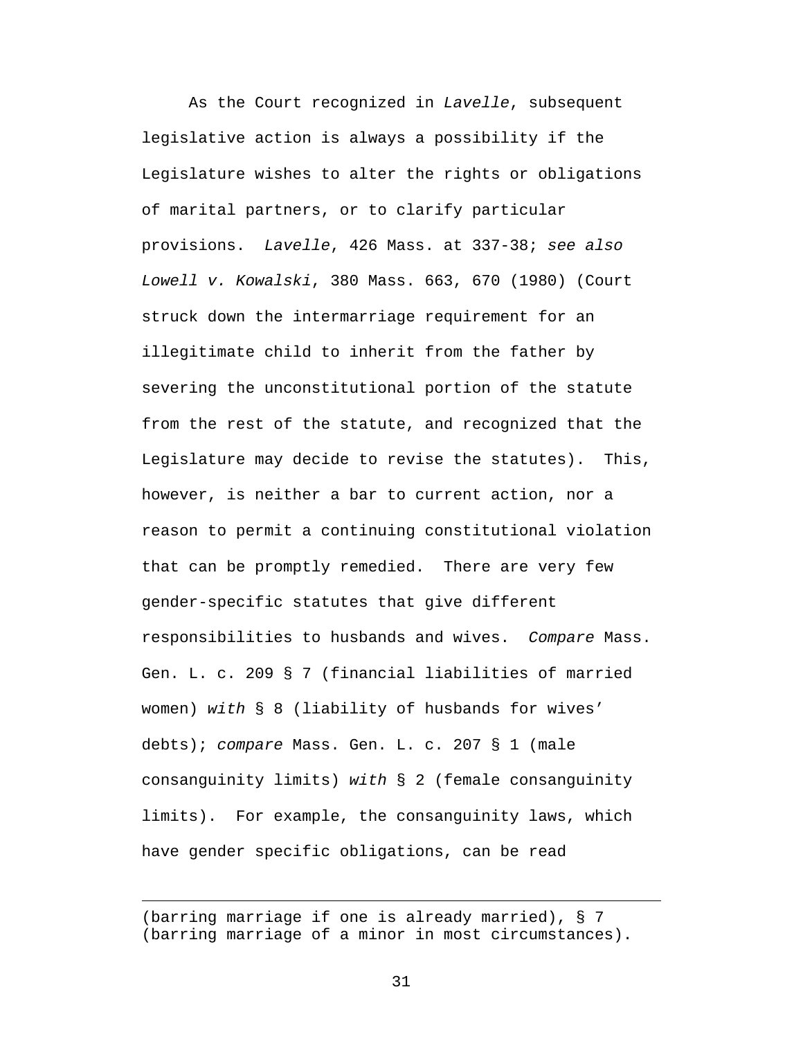As the Court recognized in *Lavelle*, subsequent legislative action is always a possibility if the Legislature wishes to alter the rights or obligations of marital partners, or to clarify particular provisions. *Lavelle*, 426 Mass. at 337-38; *see also Lowell v. Kowalski*, 380 Mass. 663, 670 (1980) (Court struck down the intermarriage requirement for an illegitimate child to inherit from the father by severing the unconstitutional portion of the statute from the rest of the statute, and recognized that the Legislature may decide to revise the statutes). This, however, is neither a bar to current action, nor a reason to permit a continuing constitutional violation that can be promptly remedied. There are very few gender-specific statutes that give different responsibilities to husbands and wives. *Compare* Mass. Gen. L. c. 209 § 7 (financial liabilities of married women) *with* § 8 (liability of husbands for wives' debts); *compare* Mass. Gen. L. c. 207 § 1 (male consanguinity limits) *with* § 2 (female consanguinity limits). For example, the consanguinity laws, which have gender specific obligations, can be read

---

(barring marriage if one is already married), § 7 (barring marriage of a minor in most circumstances).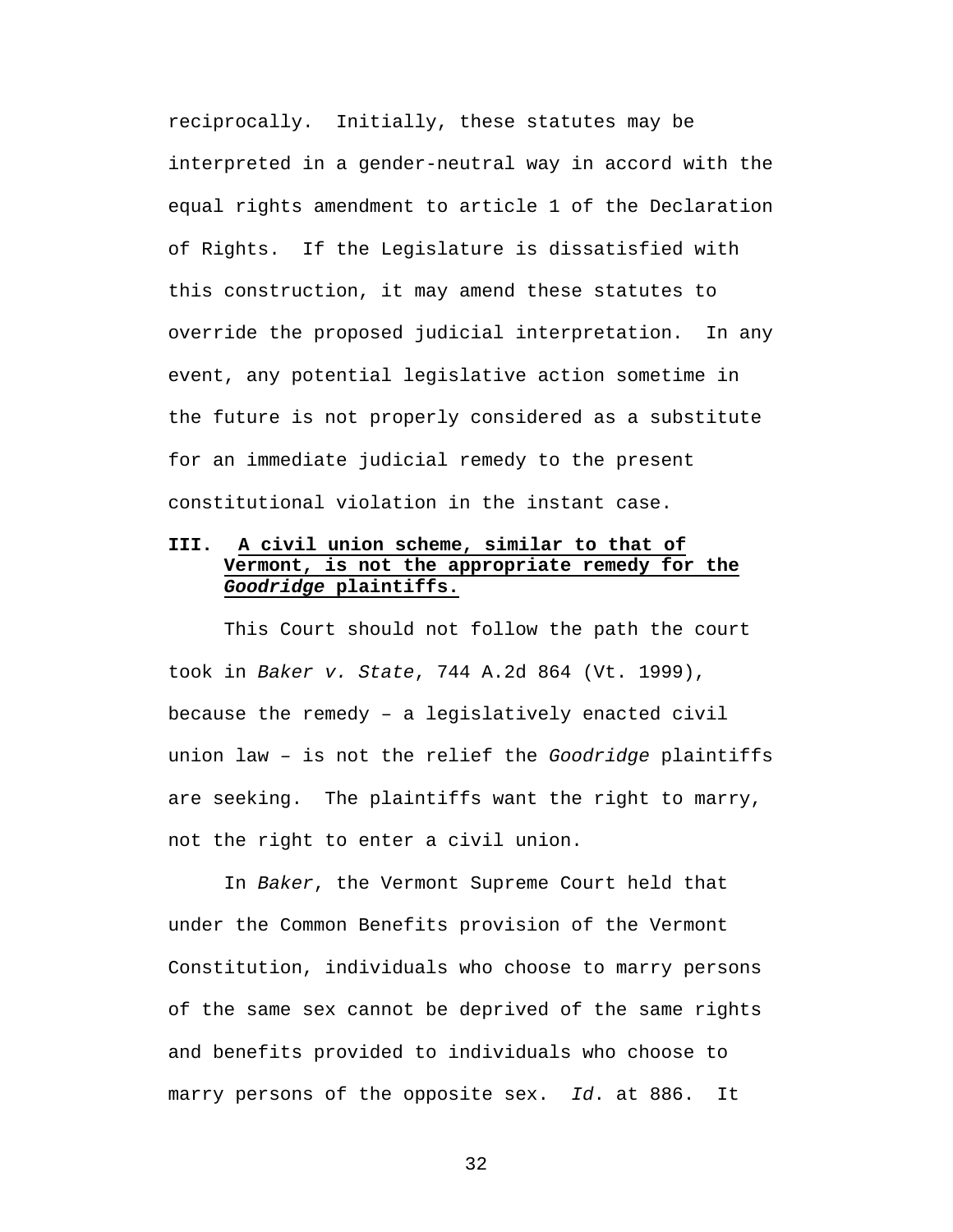reciprocally. Initially, these statutes may be interpreted in a gender-neutral way in accord with the equal rights amendment to article 1 of the Declaration of Rights. If the Legislature is dissatisfied with this construction, it may amend these statutes to override the proposed judicial interpretation. In any event, any potential legislative action sometime in the future is not properly considered as a substitute for an immediate judicial remedy to the present constitutional violation in the instant case.

### III. A civil union scheme, similar to that of Vermont, is not the appropriate remedy for the *Goodridge* plaintiffs.

This Court should not follow the path the court took in *Baker v. State*, 744 A.2d 864 (Vt. 1999), because the remedy – a legislatively enacted civil union law – is not the relief the *Goodridge* plaintiffs are seeking. The plaintiffs want the right to marry, not the right to enter a civil union.

In *Baker*, the Vermont Supreme Court held that under the Common Benefits provision of the Vermont Constitution, individuals who choose to marry persons of the same sex cannot be deprived of the same rights and benefits provided to individuals who choose to marry persons of the opposite sex. *Id*. at 886. It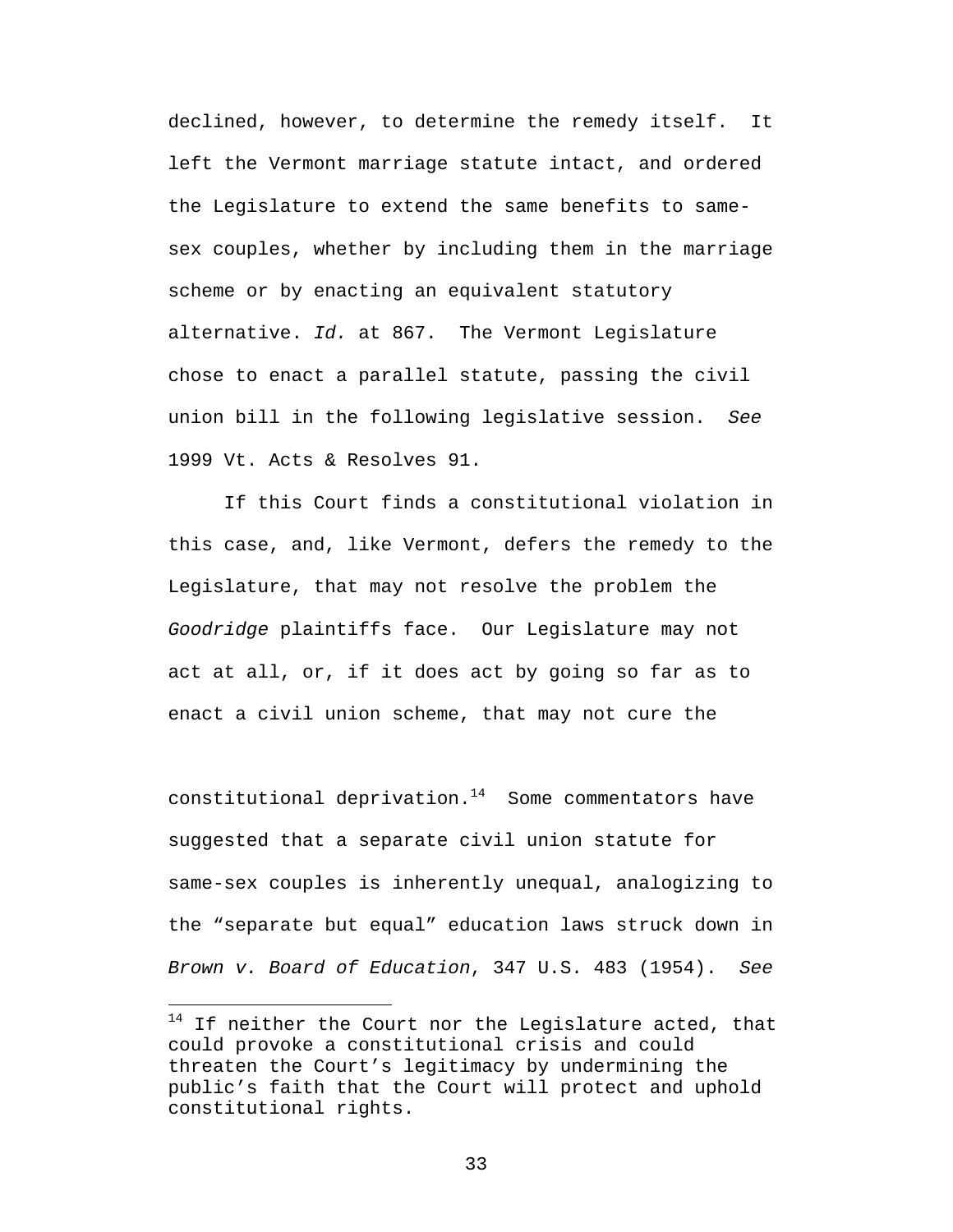declined, however, to determine the remedy itself. It left the Vermont marriage statute intact, and ordered the Legislature to extend the same benefits to same-sex couples, whether by including them in the marriage scheme or by enacting an equivalent statutory alternative. *Id.* at 867. The Vermont Legislature chose to enact a parallel statute, passing the civil union bill in the following legislative session. *See* 1999 Vt. Acts & Resolves 91.

If this Court finds a constitutional violation in this case, and, like Vermont, defers the remedy to the Legislature, that may not resolve the problem the *Goodridge* plaintiffs face. Our Legislature may not act at all, or, if it does act by going so far as to enact a civil union scheme, that may not cure the constitutional deprivation.[14] Some commentators have suggested that a separate civil union statute for same-sex couples is inherently unequal, analogizing to the “separate but equal” education laws struck down in *Brown v. Board of Education*, 347 U.S. 483 (1954). *See*

[14] If neither the Court nor the Legislature acted, that could provoke a constitutional crisis and could threaten the Court’s legitimacy by undermining the public’s faith that the Court will protect and uphold constitutional rights.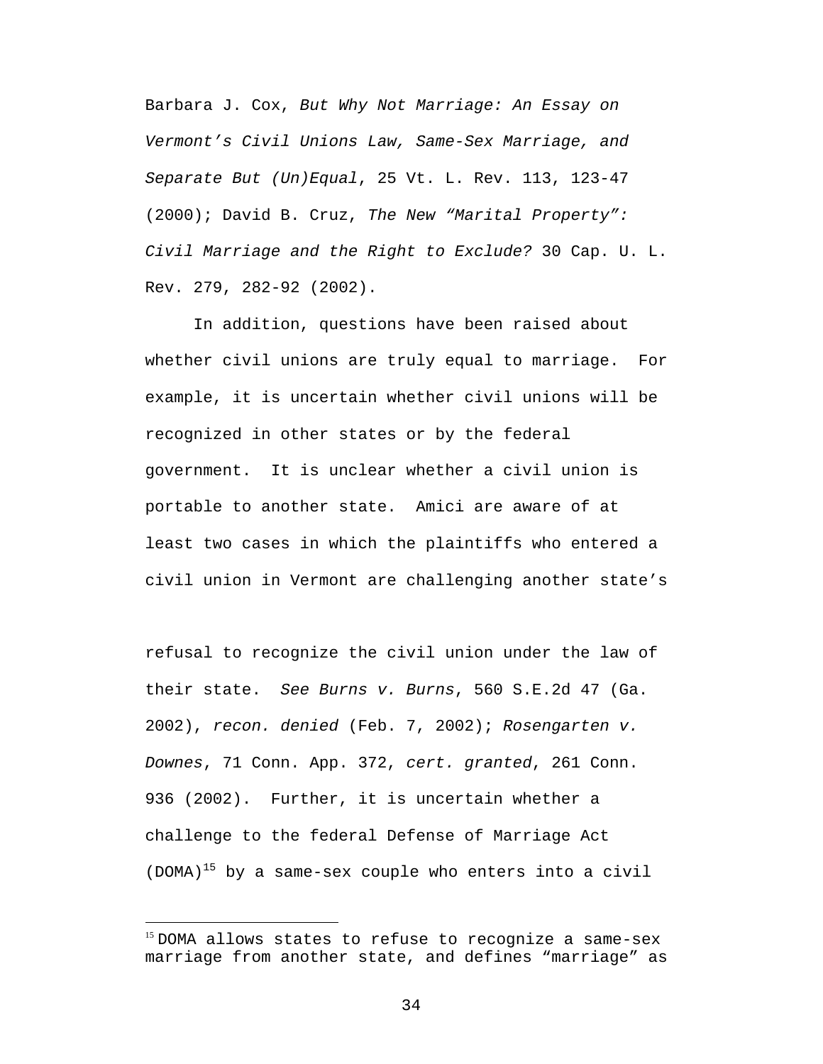Barbara J. Cox, *But Why Not Marriage: An Essay on Vermont's Civil Unions Law, Same-Sex Marriage, and Separate But (Un)Equal*, 25 Vt. L. Rev. 113, 123-47 (2000); David B. Cruz, *The New "Marital Property": Civil Marriage and the Right to Exclude?* 30 Cap. U. L. Rev. 279, 282-92 (2002).

In addition, questions have been raised about whether civil unions are truly equal to marriage. For example, it is uncertain whether civil unions will be recognized in other states or by the federal government. It is unclear whether a civil union is portable to another state. Amici are aware of at least two cases in which the plaintiffs who entered a civil union in Vermont are challenging another state's refusal to recognize the civil union under the law of their state. *See Burns v. Burns*, 560 S.E.2d 47 (Ga. 2002), *recon. denied* (Feb. 7, 2002); *Rosengarten v. Downes*, 71 Conn. App. 372, *cert. granted*, 261 Conn. 936 (2002). Further, it is uncertain whether a challenge to the federal Defense of Marriage Act (DOMA)[15] by a same-sex couple who enters into a civil

[15] DOMA allows states to refuse to recognize a same-sex marriage from another state, and defines "marriage" as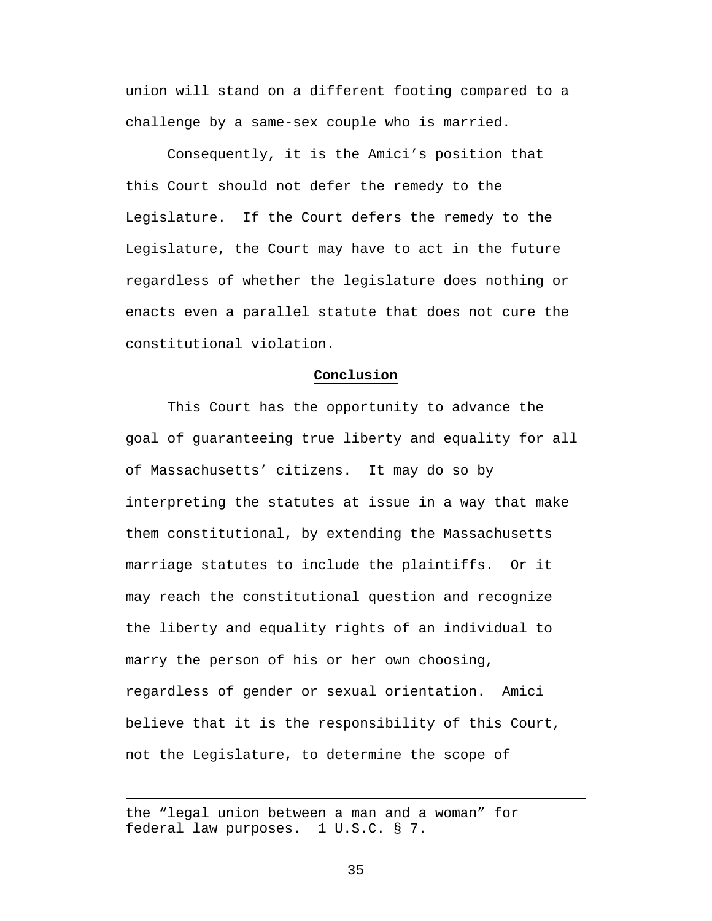union will stand on a different footing compared to a challenge by a same-sex couple who is married.

Consequently, it is the Amici's position that this Court should not defer the remedy to the Legislature. If the Court defers the remedy to the Legislature, the Court may have to act in the future regardless of whether the legislature does nothing or enacts even a parallel statute that does not cure the constitutional violation.

## Conclusion

This Court has the opportunity to advance the goal of guaranteeing true liberty and equality for all of Massachusetts' citizens. It may do so by interpreting the statutes at issue in a way that make them constitutional, by extending the Massachusetts marriage statutes to include the plaintiffs. Or it may reach the constitutional question and recognize the liberty and equality rights of an individual to marry the person of his or her own choosing, regardless of gender or sexual orientation. Amici believe that it is the responsibility of this Court, not the Legislature, to determine the scope of

---

the "legal union between a man and a woman" for federal law purposes. 1 U.S.C. § 7.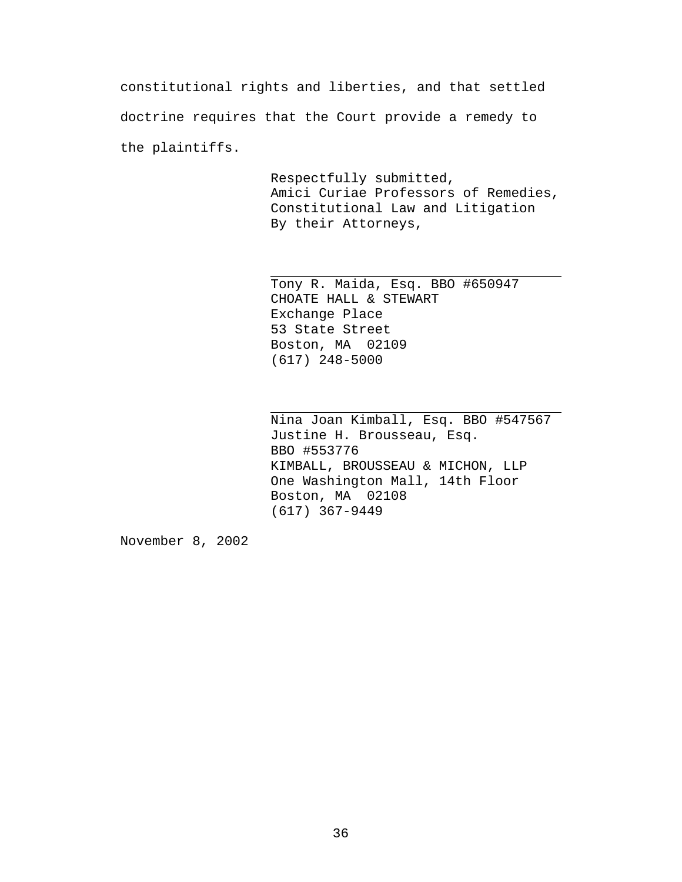constitutional rights and liberties, and that settled doctrine requires that the Court provide a remedy to the plaintiffs.

Respectfully submitted,
Amici Curiae Professors of Remedies,
Constitutional Law and Litigation
By their Attorneys,

\_\_\_\_\_\_\_\_\_\_\_\_\_\_\_\_\_\_\_\_\_\_\_\_\_\_\_\_\_\_\_\_\_\_\_\_\_\_
Tony R. Maida, Esq. BBO #650947
CHOATE HALL & STEWART
Exchange Place
53 State Street
Boston, MA 02109
(617) 248-5000

\_\_\_\_\_\_\_\_\_\_\_\_\_\_\_\_\_\_\_\_\_\_\_\_\_\_\_\_\_\_\_\_\_\_\_\_\_\_
Nina Joan Kimball, Esq. BBO #547567
Justine H. Brousseau, Esq.
BBO #553776
KIMBALL, BROUSSEAU & MICHON, LLP
One Washington Mall, 14th Floor
Boston, MA 02108
(617) 367-9449

November 8, 2002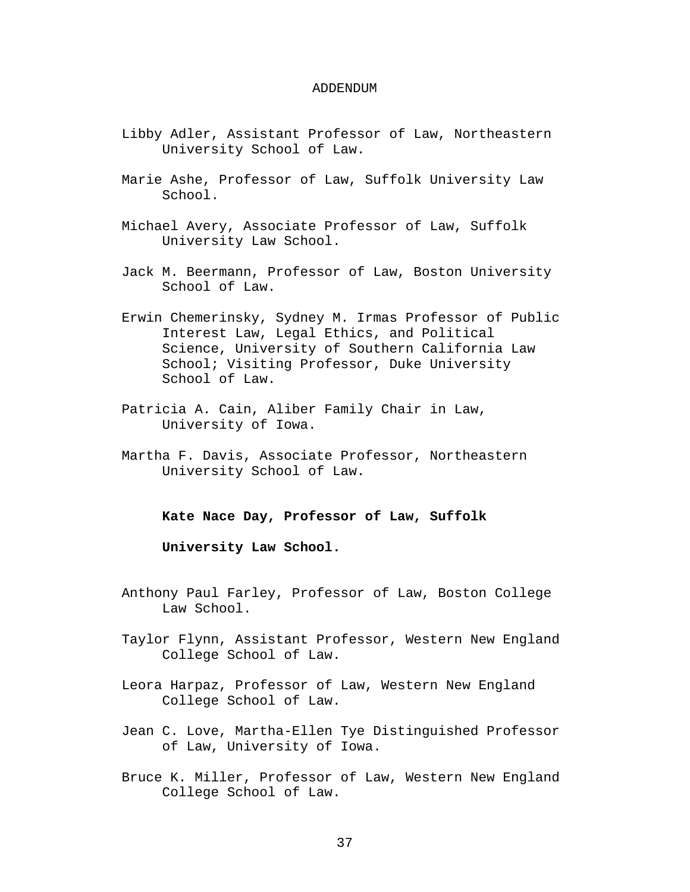# ADDENDUM

Libby Adler, Assistant Professor of Law, Northeastern University School of Law.

Marie Ashe, Professor of Law, Suffolk University Law School.

Michael Avery, Associate Professor of Law, Suffolk University Law School.

Jack M. Beermann, Professor of Law, Boston University School of Law.

Erwin Chemerinsky, Sydney M. Irmas Professor of Public Interest Law, Legal Ethics, and Political Science, University of Southern California Law School; Visiting Professor, Duke University School of Law.

Patricia A. Cain, Aliber Family Chair in Law, University of Iowa.

Martha F. Davis, Associate Professor, Northeastern University School of Law.

**Kate Nace Day, Professor of Law, Suffolk University Law School.**

Anthony Paul Farley, Professor of Law, Boston College Law School.

Taylor Flynn, Assistant Professor, Western New England College School of Law.

Leora Harpaz, Professor of Law, Western New England College School of Law.

Jean C. Love, Martha-Ellen Tye Distinguished Professor of Law, University of Iowa.

Bruce K. Miller, Professor of Law, Western New England College School of Law.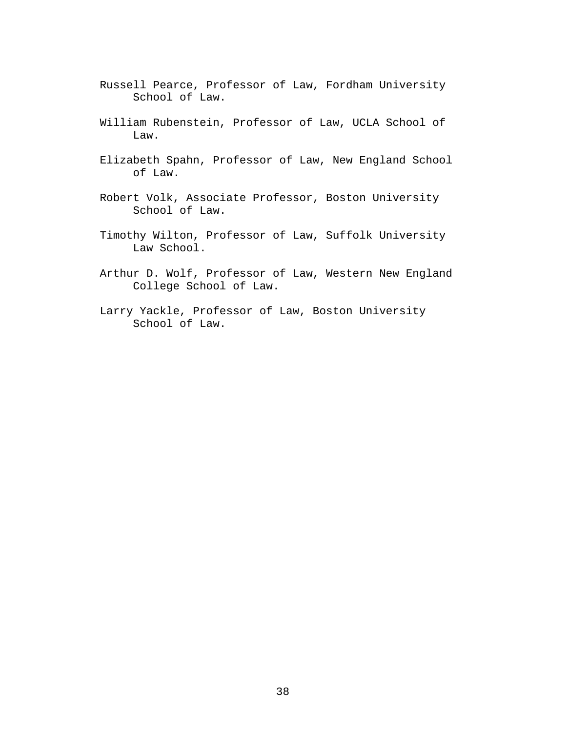Russell Pearce, Professor of Law, Fordham University School of Law.

William Rubenstein, Professor of Law, UCLA School of Law.

Elizabeth Spahn, Professor of Law, New England School of Law.

Robert Volk, Associate Professor, Boston University School of Law.

Timothy Wilton, Professor of Law, Suffolk University Law School.

Arthur D. Wolf, Professor of Law, Western New England College School of Law.

Larry Yackle, Professor of Law, Boston University School of Law.